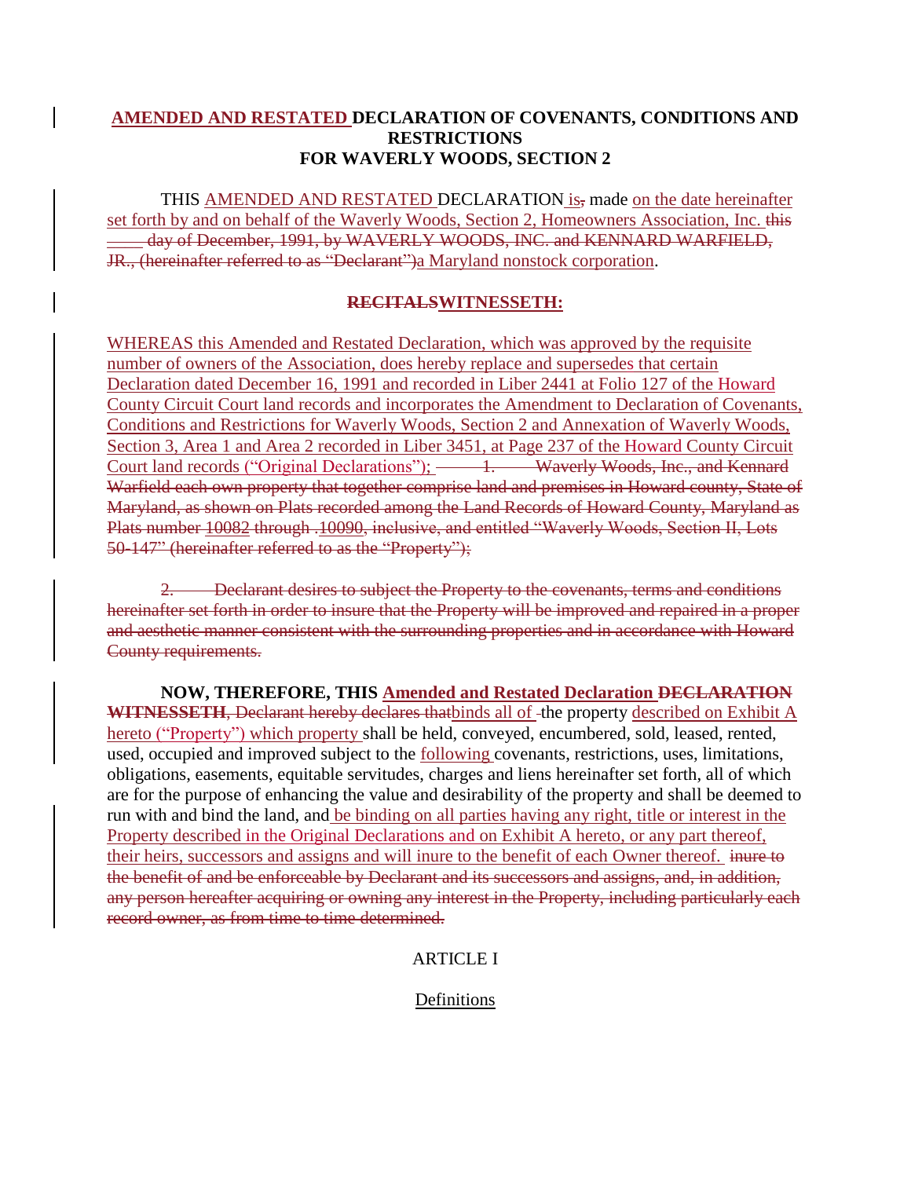# <u>AMENDED AND RESTATED</u> DECLARATION OF COVENANTS, CONDITIONS AND RESTRICTIONS FOR WAVERLY WOODS, SECTION 2

THIS <u>AMENDED AND RESTATED</u> DECLARATION <u>is</u>~~,~~ made <u>on the date hereinafter set forth by and on behalf of the Waverly Woods, Section 2, Homeowners Association, Inc.</u> ~~this \_\_\_\_ day of December, 1991, by WAVERLY WOODS, INC. and KENNARD WARFIELD, JR., (hereinafter referred to as "Declarant")~~<u>a Maryland nonstock corporation</u>.

## ~~RECITALS~~<u>WITNESSETH:</u>

<u>WHEREAS this Amended and Restated Declaration, which was approved by the requisite number of owners of the Association, does hereby replace and supersedes that certain Declaration dated December 16, 1991 and recorded in Liber 2441 at Folio 127 of the Howard County Circuit Court land records and incorporates the Amendment to Declaration of Covenants, Conditions and Restrictions for Waverly Woods, Section 2 and Annexation of Waverly Woods, Section 3, Area 1 and Area 2 recorded in Liber 3451, at Page 237 of the Howard County Circuit Court land records ("Original Declarations");</u> ~~1. Waverly Woods, Inc., and Kennard Warfield each own property that together comprise land and premises in Howard county, State of Maryland, as shown on Plats recorded among the Land Records of Howard County, Maryland as Plats number~~ <u>10082</u> ~~through .~~<u>10090</u>~~, inclusive, and entitled "Waverly Woods, Section II, Lots 50-147" (hereinafter referred to as the "Property");~~

~~2. Declarant desires to subject the Property to the covenants, terms and conditions hereinafter set forth in order to insure that the Property will be improved and repaired in a proper and aesthetic manner consistent with the surrounding properties and in accordance with Howard County requirements.~~

**NOW, THEREFORE, THIS <u>Amended and Restated Declaration</u> ~~DECLARATION WITNESSETH~~**, ~~Declarant hereby declares that~~<u>binds all of</u> the property <u>described on Exhibit A hereto ("Property") which property</u> shall be held, conveyed, encumbered, sold, leased, rented, used, occupied and improved subject to the <u>following</u> covenants, restrictions, uses, limitations, obligations, easements, equitable servitudes, charges and liens hereinafter set forth, all of which are for the purpose of enhancing the value and desirability of the property and shall be deemed to run with and bind the land, and <u>be binding on all parties having any right, title or interest in the Property described in the Original Declarations and on Exhibit A hereto, or any part thereof, their heirs, successors and assigns and will inure to the benefit of each Owner thereof.</u> ~~inure to the benefit of and be enforceable by Declarant and its successors and assigns, and, in addition, any person hereafter acquiring or owning any interest in the Property, including particularly each record owner, as from time to time determined.~~

## ARTICLE I

### <u>Definitions</u>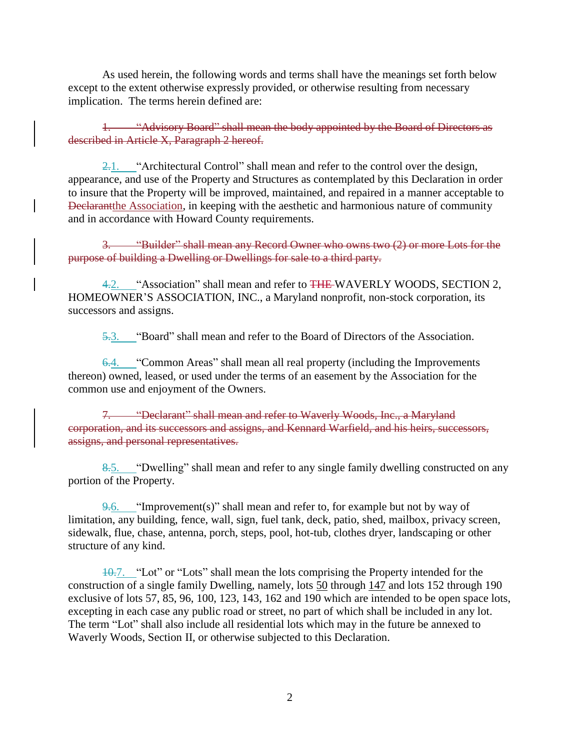As used herein, the following words and terms shall have the meanings set forth below except to the extent otherwise expressly provided, or otherwise resulting from necessary implication. The terms herein defined are:

~~1. "Advisory Board" shall mean the body appointed by the Board of Directors as described in Article X, Paragraph 2 hereof.~~

~~2.~~1. "Architectural Control" shall mean and refer to the control over the design, appearance, and use of the Property and Structures as contemplated by this Declaration in order to insure that the Property will be improved, maintained, and repaired in a manner acceptable to ~~Declarant~~the Association, in keeping with the aesthetic and harmonious nature of community and in accordance with Howard County requirements.

~~3. "Builder" shall mean any Record Owner who owns two (2) or more Lots for the purpose of building a Dwelling or Dwellings for sale to a third party.~~

~~4.~~2. "Association" shall mean and refer to ~~THE~~ WAVERLY WOODS, SECTION 2, HOMEOWNER'S ASSOCIATION, INC., a Maryland nonprofit, non-stock corporation, its successors and assigns.

~~5.~~3. "Board" shall mean and refer to the Board of Directors of the Association.

~~6.~~4. "Common Areas" shall mean all real property (including the Improvements thereon) owned, leased, or used under the terms of an easement by the Association for the common use and enjoyment of the Owners.

~~7. "Declarant" shall mean and refer to Waverly Woods, Inc., a Maryland corporation, and its successors and assigns, and Kennard Warfield, and his heirs, successors, assigns, and personal representatives.~~

~~8.~~5. "Dwelling" shall mean and refer to any single family dwelling constructed on any portion of the Property.

~~9.~~6. "Improvement(s)" shall mean and refer to, for example but not by way of limitation, any building, fence, wall, sign, fuel tank, deck, patio, shed, mailbox, privacy screen, sidewalk, flue, chase, antenna, porch, steps, pool, hot-tub, clothes dryer, landscaping or other structure of any kind.

~~10.~~7. "Lot" or "Lots" shall mean the lots comprising the Property intended for the construction of a single family Dwelling, namely, lots 50 through 147 and lots 152 through 190 exclusive of lots 57, 85, 96, 100, 123, 143, 162 and 190 which are intended to be open space lots, excepting in each case any public road or street, no part of which shall be included in any lot. The term "Lot" shall also include all residential lots which may in the future be annexed to Waverly Woods, Section II, or otherwise subjected to this Declaration.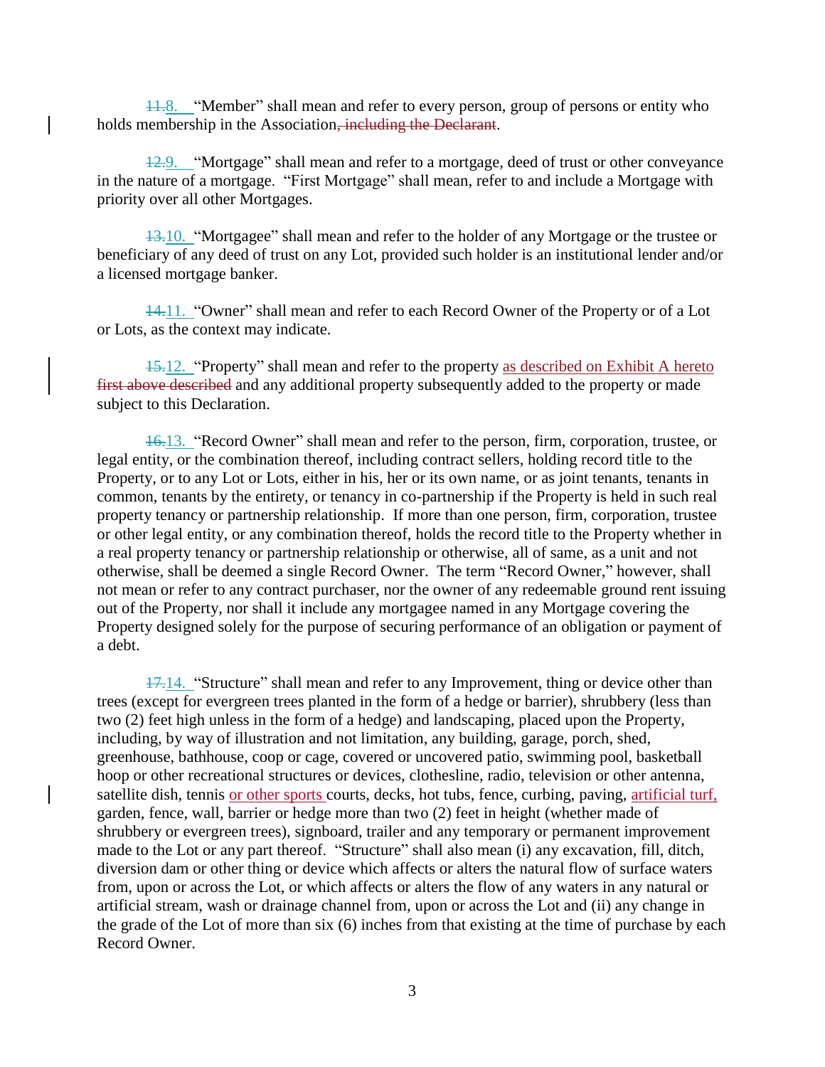~~11.~~8. “Member” shall mean and refer to every person, group of persons or entity who holds membership in the Association~~, including the Declarant~~.

~~12.~~9. “Mortgage” shall mean and refer to a mortgage, deed of trust or other conveyance in the nature of a mortgage. “First Mortgage” shall mean, refer to and include a Mortgage with priority over all other Mortgages.

~~13.~~10. “Mortgagee” shall mean and refer to the holder of any Mortgage or the trustee or beneficiary of any deed of trust on any Lot, provided such holder is an institutional lender and/or a licensed mortgage banker.

~~14.~~11. “Owner” shall mean and refer to each Record Owner of the Property or of a Lot or Lots, as the context may indicate.

~~15.~~12. “Property” shall mean and refer to the property as described on Exhibit A hereto ~~first above described~~ and any additional property subsequently added to the property or made subject to this Declaration.

~~16.~~13. “Record Owner” shall mean and refer to the person, firm, corporation, trustee, or legal entity, or the combination thereof, including contract sellers, holding record title to the Property, or to any Lot or Lots, either in his, her or its own name, or as joint tenants, tenants in common, tenants by the entirety, or tenancy in co-partnership if the Property is held in such real property tenancy or partnership relationship. If more than one person, firm, corporation, trustee or other legal entity, or any combination thereof, holds the record title to the Property whether in a real property tenancy or partnership relationship or otherwise, all of same, as a unit and not otherwise, shall be deemed a single Record Owner. The term “Record Owner,” however, shall not mean or refer to any contract purchaser, nor the owner of any redeemable ground rent issuing out of the Property, nor shall it include any mortgagee named in any Mortgage covering the Property designed solely for the purpose of securing performance of an obligation or payment of a debt.

~~17.~~14. “Structure” shall mean and refer to any Improvement, thing or device other than trees (except for evergreen trees planted in the form of a hedge or barrier), shrubbery (less than two (2) feet high unless in the form of a hedge) and landscaping, placed upon the Property, including, by way of illustration and not limitation, any building, garage, porch, shed, greenhouse, bathhouse, coop or cage, covered or uncovered patio, swimming pool, basketball hoop or other recreational structures or devices, clothesline, radio, television or other antenna, satellite dish, tennis or other sports courts, decks, hot tubs, fence, curbing, paving, artificial turf, garden, fence, wall, barrier or hedge more than two (2) feet in height (whether made of shrubbery or evergreen trees), signboard, trailer and any temporary or permanent improvement made to the Lot or any part thereof. “Structure” shall also mean (i) any excavation, fill, ditch, diversion dam or other thing or device which affects or alters the natural flow of surface waters from, upon or across the Lot, or which affects or alters the flow of any waters in any natural or artificial stream, wash or drainage channel from, upon or across the Lot and (ii) any change in the grade of the Lot of more than six (6) inches from that existing at the time of purchase by each Record Owner.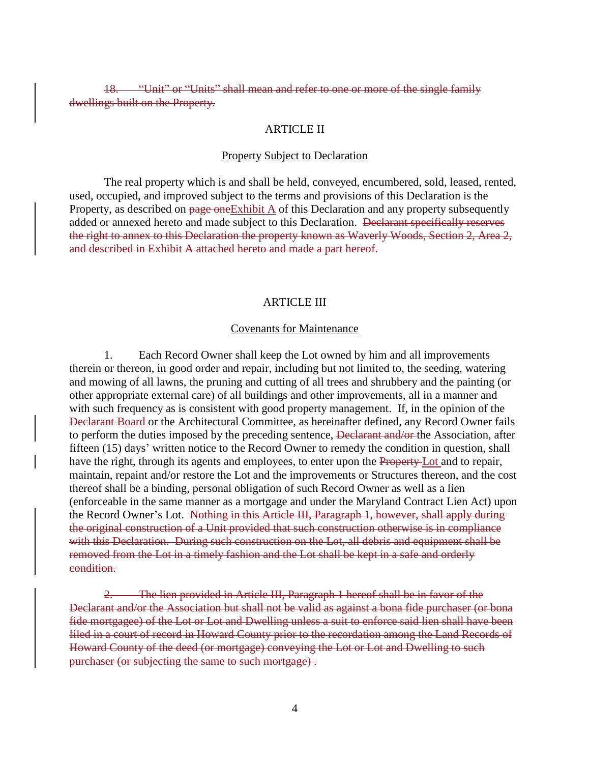~~18. "Unit" or "Units" shall mean and refer to one or more of the single family dwellings built on the Property.~~

ARTICLE II

Property Subject to Declaration

The real property which is and shall be held, conveyed, encumbered, sold, leased, rented, used, occupied, and improved subject to the terms and provisions of this Declaration is the Property, as described on ~~page one~~Exhibit A of this Declaration and any property subsequently added or annexed hereto and made subject to this Declaration. ~~Declarant specifically reserves the right to annex to this Declaration the property known as Waverly Woods, Section 2, Area 2, and described in Exhibit A attached hereto and made a part hereof.~~

ARTICLE III

Covenants for Maintenance

1. Each Record Owner shall keep the Lot owned by him and all improvements therein or thereon, in good order and repair, including but not limited to, the seeding, watering and mowing of all lawns, the pruning and cutting of all trees and shrubbery and the painting (or other appropriate external care) of all buildings and other improvements, all in a manner and with such frequency as is consistent with good property management. If, in the opinion of the ~~Declarant~~ Board or the Architectural Committee, as hereinafter defined, any Record Owner fails to perform the duties imposed by the preceding sentence, ~~Declarant and/or~~ the Association, after fifteen (15) days' written notice to the Record Owner to remedy the condition in question, shall have the right, through its agents and employees, to enter upon the ~~Property~~ Lot and to repair, maintain, repaint and/or restore the Lot and the improvements or Structures thereon, and the cost thereof shall be a binding, personal obligation of such Record Owner as well as a lien (enforceable in the same manner as a mortgage and under the Maryland Contract Lien Act) upon the Record Owner's Lot. ~~Nothing in this Article III, Paragraph 1, however, shall apply during the original construction of a Unit provided that such construction otherwise is in compliance with this Declaration. During such construction on the Lot, all debris and equipment shall be removed from the Lot in a timely fashion and the Lot shall be kept in a safe and orderly condition.~~

~~2. The lien provided in Article III, Paragraph 1 hereof shall be in favor of the Declarant and/or the Association but shall not be valid as against a bona fide purchaser (or bona fide mortgagee) of the Lot or Lot and Dwelling unless a suit to enforce said lien shall have been filed in a court of record in Howard County prior to the recordation among the Land Records of Howard County of the deed (or mortgage) conveying the Lot or Lot and Dwelling to such purchaser (or subjecting the same to such mortgage) .~~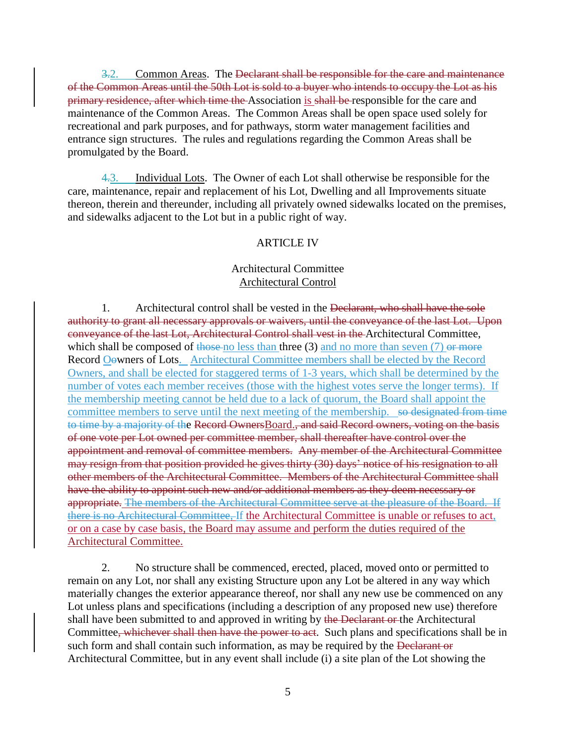~~3.~~2. Common Areas. The ~~Declarant shall be responsible for the care and maintenance of the Common Areas until the 50th Lot is sold to a buyer who intends to occupy the Lot as his primary residence, after which time the~~ Association is ~~shall be~~ responsible for the care and maintenance of the Common Areas. The Common Areas shall be open space used solely for recreational and park purposes, and for pathways, storm water management facilities and entrance sign structures. The rules and regulations regarding the Common Areas shall be promulgated by the Board.

~~4.~~3. Individual Lots. The Owner of each Lot shall otherwise be responsible for the care, maintenance, repair and replacement of his Lot, Dwelling and all Improvements situate thereon, therein and thereunder, including all privately owned sidewalks located on the premises, and sidewalks adjacent to the Lot but in a public right of way.

## ARTICLE IV

### Architectural Committee
### Architectural Control

1. Architectural control shall be vested in the ~~Declarant, who shall have the sole authority to grant all necessary approvals or waivers, until the conveyance of the last Lot. Upon conveyance of the last Lot, Architectural Control shall vest in the~~ Architectural Committee, which shall be composed of ~~those~~ no less than three (3) and no more than seven (7) ~~or more~~ Record O~~o~~wners of Lots. Architectural Committee members shall be elected by the Record Owners, and shall be elected for staggered terms of 1-3 years, which shall be determined by the number of votes each member receives (those with the highest votes serve the longer terms). If the membership meeting cannot be held due to a lack of quorum, the Board shall appoint the committee members to serve until the next meeting of the membership. ~~so designated from time to time by a majority of th~~e ~~Record Owners~~Board.~~, and said Record owners, voting on the basis of one vote per Lot owned per committee member, shall thereafter have control over the appointment and removal of committee members. Any member of the Architectural Committee may resign from that position provided he gives thirty (30) days' notice of his resignation to all other members of the Architectural Committee. Members of the Architectural Committee shall have the ability to appoint such new and/or additional members as they deem necessary or appropriate.~~ ~~The members of the Architectural Committee serve at the pleasure of the Board. If there is no Architectural Committee,~~ If the Architectural Committee is unable or refuses to act, or on a case by case basis, the Board may assume and perform the duties required of the Architectural Committee.

2. No structure shall be commenced, erected, placed, moved onto or permitted to remain on any Lot, nor shall any existing Structure upon any Lot be altered in any way which materially changes the exterior appearance thereof, nor shall any new use be commenced on any Lot unless plans and specifications (including a description of any proposed new use) therefore shall have been submitted to and approved in writing by ~~the Declarant or~~ the Architectural Committee~~, whichever shall then have the power to act~~. Such plans and specifications shall be in such form and shall contain such information, as may be required by the ~~Declarant or~~ Architectural Committee, but in any event shall include (i) a site plan of the Lot showing the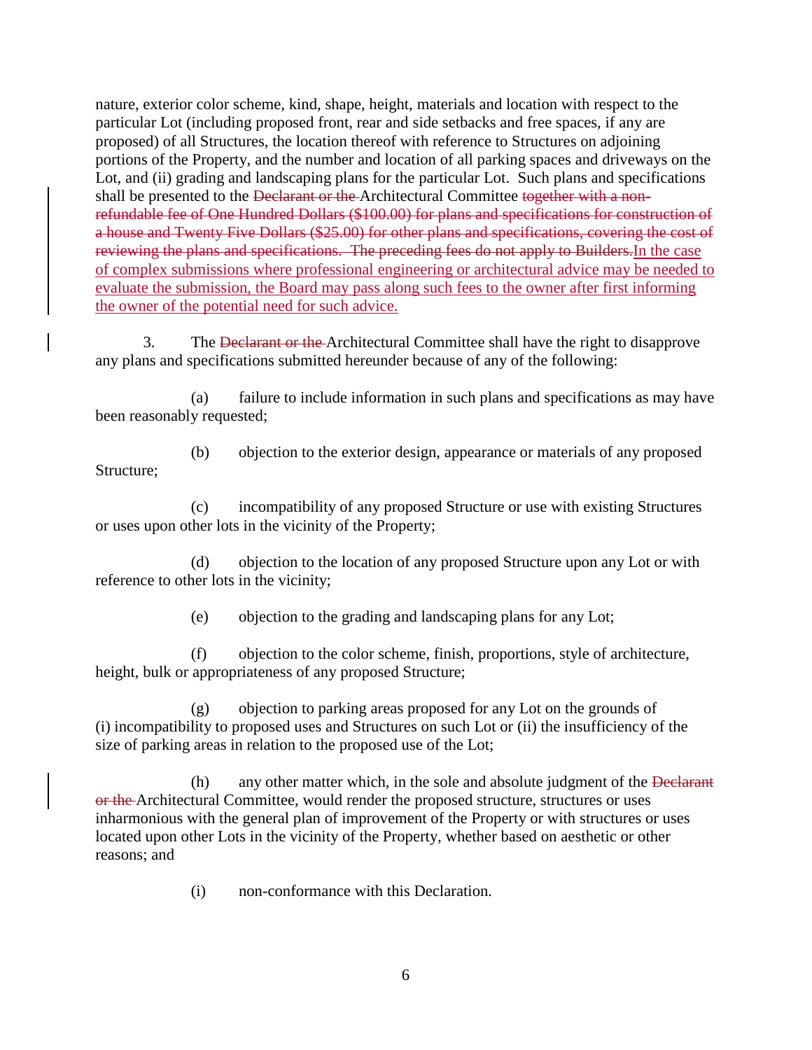nature, exterior color scheme, kind, shape, height, materials and location with respect to the particular Lot (including proposed front, rear and side setbacks and free spaces, if any are proposed) of all Structures, the location thereof with reference to Structures on adjoining portions of the Property, and the number and location of all parking spaces and driveways on the Lot, and (ii) grading and landscaping plans for the particular Lot. Such plans and specifications shall be presented to the ~~Declarant or the~~ Architectural Committee ~~together with a non-refundable fee of One Hundred Dollars ($100.00) for plans and specifications for construction of a house and Twenty Five Dollars ($25.00) for other plans and specifications, covering the cost of reviewing the plans and specifications. The preceding fees do not apply to Builders.~~<u>In the case of complex submissions where professional engineering or architectural advice may be needed to evaluate the submission, the Board may pass along such fees to the owner after first informing the owner of the potential need for such advice.</u>

3. The ~~Declarant or the~~ Architectural Committee shall have the right to disapprove any plans and specifications submitted hereunder because of any of the following:

(a) failure to include information in such plans and specifications as may have been reasonably requested;

(b) objection to the exterior design, appearance or materials of any proposed Structure;

(c) incompatibility of any proposed Structure or use with existing Structures or uses upon other lots in the vicinity of the Property;

(d) objection to the location of any proposed Structure upon any Lot or with reference to other lots in the vicinity;

(e) objection to the grading and landscaping plans for any Lot;

(f) objection to the color scheme, finish, proportions, style of architecture, height, bulk or appropriateness of any proposed Structure;

(g) objection to parking areas proposed for any Lot on the grounds of (i) incompatibility to proposed uses and Structures on such Lot or (ii) the insufficiency of the size of parking areas in relation to the proposed use of the Lot;

(h) any other matter which, in the sole and absolute judgment of the ~~Declarant or the~~ Architectural Committee, would render the proposed structure, structures or uses inharmonious with the general plan of improvement of the Property or with structures or uses located upon other Lots in the vicinity of the Property, whether based on aesthetic or other reasons; and

(i) non-conformance with this Declaration.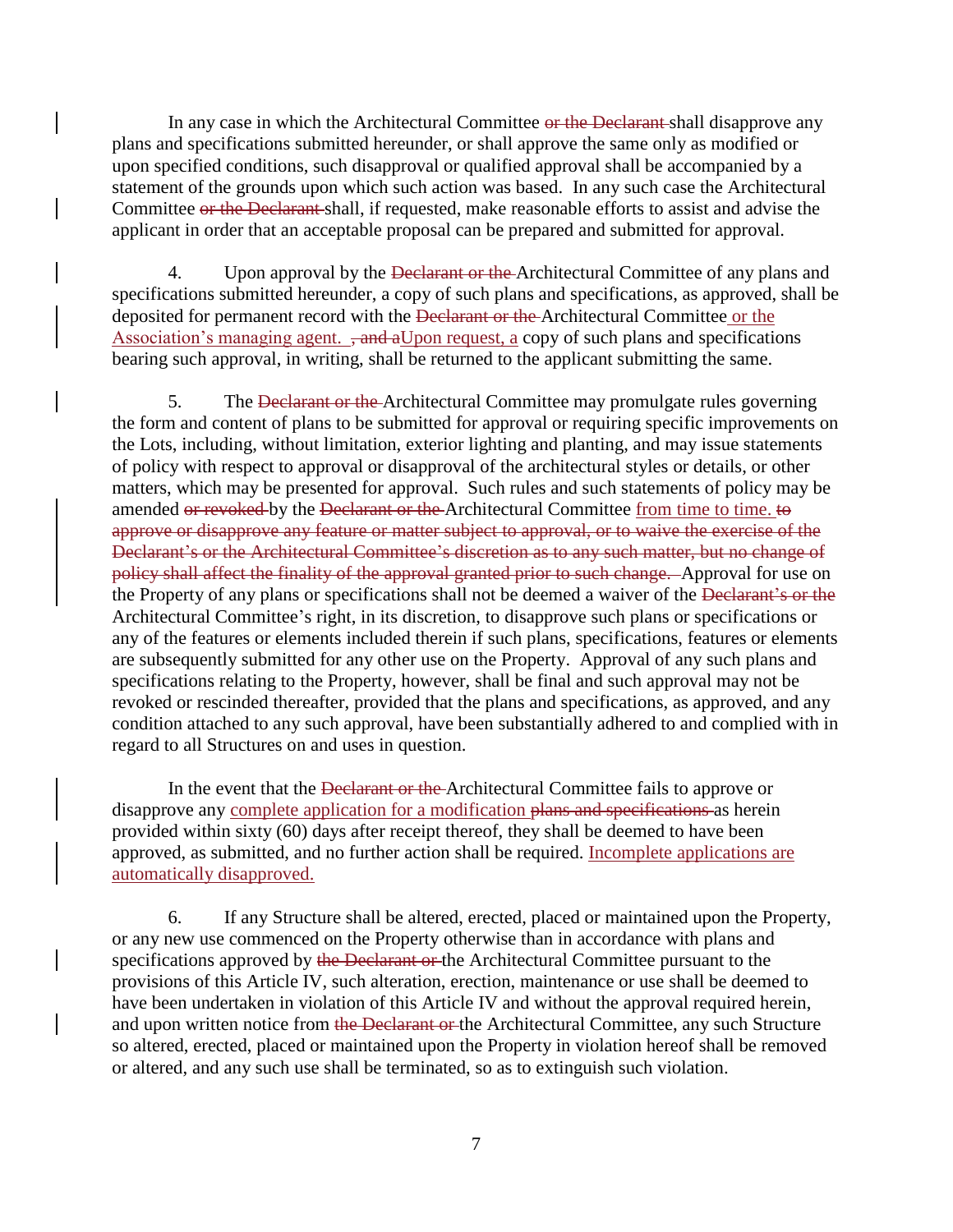In any case in which the Architectural Committee ~~or the Declarant~~ shall disapprove any plans and specifications submitted hereunder, or shall approve the same only as modified or upon specified conditions, such disapproval or qualified approval shall be accompanied by a statement of the grounds upon which such action was based. In any such case the Architectural Committee ~~or the Declarant~~ shall, if requested, make reasonable efforts to assist and advise the applicant in order that an acceptable proposal can be prepared and submitted for approval.

4. Upon approval by the ~~Declarant or the~~ Architectural Committee of any plans and specifications submitted hereunder, a copy of such plans and specifications, as approved, shall be deposited for permanent record with the ~~Declarant or the~~ Architectural Committee <u>or the Association's managing agent.</u> ~~, and a~~<u>Upon request, a</u> copy of such plans and specifications bearing such approval, in writing, shall be returned to the applicant submitting the same.

5. The ~~Declarant or the~~ Architectural Committee may promulgate rules governing the form and content of plans to be submitted for approval or requiring specific improvements on the Lots, including, without limitation, exterior lighting and planting, and may issue statements of policy with respect to approval or disapproval of the architectural styles or details, or other matters, which may be presented for approval. Such rules and such statements of policy may be amended ~~or revoked~~ by the ~~Declarant or the~~ Architectural Committee <u>from time to time.</u> ~~to approve or disapprove any feature or matter subject to approval, or to waive the exercise of the Declarant's or the Architectural Committee's discretion as to any such matter, but no change of policy shall affect the finality of the approval granted prior to such change.~~ Approval for use on the Property of any plans or specifications shall not be deemed a waiver of the ~~Declarant's or the~~ Architectural Committee's right, in its discretion, to disapprove such plans or specifications or any of the features or elements included therein if such plans, specifications, features or elements are subsequently submitted for any other use on the Property. Approval of any such plans and specifications relating to the Property, however, shall be final and such approval may not be revoked or rescinded thereafter, provided that the plans and specifications, as approved, and any condition attached to any such approval, have been substantially adhered to and complied with in regard to all Structures on and uses in question.

In the event that the ~~Declarant or the~~ Architectural Committee fails to approve or disapprove any <u>complete application for a modification</u> ~~plans and specifications~~ as herein provided within sixty (60) days after receipt thereof, they shall be deemed to have been approved, as submitted, and no further action shall be required. <u>Incomplete applications are automatically disapproved.</u>

6. If any Structure shall be altered, erected, placed or maintained upon the Property, or any new use commenced on the Property otherwise than in accordance with plans and specifications approved by ~~the Declarant or~~ the Architectural Committee pursuant to the provisions of this Article IV, such alteration, erection, maintenance or use shall be deemed to have been undertaken in violation of this Article IV and without the approval required herein, and upon written notice from ~~the Declarant or~~ the Architectural Committee, any such Structure so altered, erected, placed or maintained upon the Property in violation hereof shall be removed or altered, and any such use shall be terminated, so as to extinguish such violation.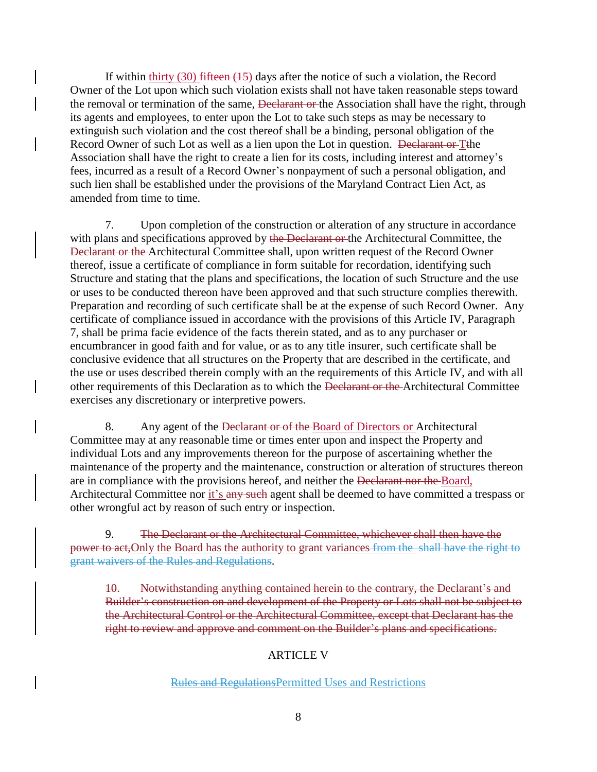If within thirty (30) ~~fifteen (15)~~ days after the notice of such a violation, the Record Owner of the Lot upon which such violation exists shall not have taken reasonable steps toward the removal or termination of the same, ~~Declarant or~~ the Association shall have the right, through its agents and employees, to enter upon the Lot to take such steps as may be necessary to extinguish such violation and the cost thereof shall be a binding, personal obligation of the Record Owner of such Lot as well as a lien upon the Lot in question. ~~Declarant or~~ T~~t~~he Association shall have the right to create a lien for its costs, including interest and attorney's fees, incurred as a result of a Record Owner's nonpayment of such a personal obligation, and such lien shall be established under the provisions of the Maryland Contract Lien Act, as amended from time to time.

7. Upon completion of the construction or alteration of any structure in accordance with plans and specifications approved by ~~the Declarant or~~ the Architectural Committee, the ~~Declarant or the~~ Architectural Committee shall, upon written request of the Record Owner thereof, issue a certificate of compliance in form suitable for recordation, identifying such Structure and stating that the plans and specifications, the location of such Structure and the use or uses to be conducted thereon have been approved and that such structure complies therewith. Preparation and recording of such certificate shall be at the expense of such Record Owner. Any certificate of compliance issued in accordance with the provisions of this Article IV, Paragraph 7, shall be prima facie evidence of the facts therein stated, and as to any purchaser or encumbrancer in good faith and for value, or as to any title insurer, such certificate shall be conclusive evidence that all structures on the Property that are described in the certificate, and the use or uses described therein comply with an the requirements of this Article IV, and with all other requirements of this Declaration as to which the ~~Declarant or the~~ Architectural Committee exercises any discretionary or interpretive powers.

8. Any agent of the ~~Declarant or of the~~ Board of Directors or Architectural Committee may at any reasonable time or times enter upon and inspect the Property and individual Lots and any improvements thereon for the purpose of ascertaining whether the maintenance of the property and the maintenance, construction or alteration of structures thereon are in compliance with the provisions hereof, and neither the ~~Declarant nor the~~ Board, Architectural Committee nor it's ~~any such~~ agent shall be deemed to have committed a trespass or other wrongful act by reason of such entry or inspection.

9. ~~The Declarant or the Architectural Committee, whichever shall then have the power to act,~~Only the Board has the authority to grant variances~~ from the~~ ~~shall have the right to grant waivers of the Rules and Regulations~~.

~~10. Notwithstanding anything contained herein to the contrary, the Declarant's and Builder's construction on and development of the Property or Lots shall not be subject to the Architectural Control or the Architectural Committee, except that Declarant has the right to review and approve and comment on the Builder's plans and specifications.~~

## ARTICLE V

## ~~Rules and Regulations~~Permitted Uses and Restrictions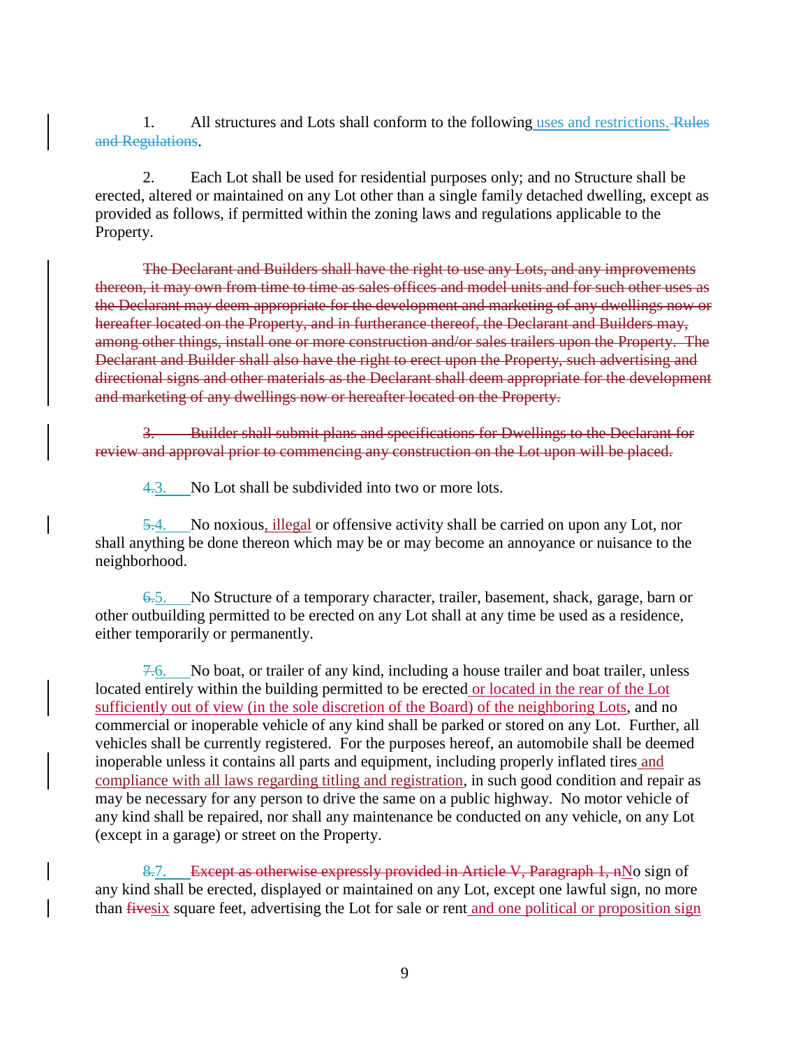1. All structures and Lots shall conform to the following uses and restrictions. ~~Rules and Regulations~~.

2. Each Lot shall be used for residential purposes only; and no Structure shall be erected, altered or maintained on any Lot other than a single family detached dwelling, except as provided as follows, if permitted within the zoning laws and regulations applicable to the Property.

~~The Declarant and Builders shall have the right to use any Lots, and any improvements thereon, it may own from time to time as sales offices and model units and for such other uses as the Declarant may deem appropriate for the development and marketing of any dwellings now or hereafter located on the Property, and in furtherance thereof, the Declarant and Builders may, among other things, install one or more construction and/or sales trailers upon the Property. The Declarant and Builder shall also have the right to erect upon the Property, such advertising and directional signs and other materials as the Declarant shall deem appropriate for the development and marketing of any dwellings now or hereafter located on the Property.~~

~~3. Builder shall submit plans and specifications for Dwellings to the Declarant for review and approval prior to commencing any construction on the Lot upon will be placed.~~

~~4.~~3. No Lot shall be subdivided into two or more lots.

~~5.~~4. No noxious, illegal or offensive activity shall be carried on upon any Lot, nor shall anything be done thereon which may be or may become an annoyance or nuisance to the neighborhood.

~~6.~~5. No Structure of a temporary character, trailer, basement, shack, garage, barn or other outbuilding permitted to be erected on any Lot shall at any time be used as a residence, either temporarily or permanently.

~~7.~~6. No boat, or trailer of any kind, including a house trailer and boat trailer, unless located entirely within the building permitted to be erected or located in the rear of the Lot sufficiently out of view (in the sole discretion of the Board) of the neighboring Lots, and no commercial or inoperable vehicle of any kind shall be parked or stored on any Lot. Further, all vehicles shall be currently registered. For the purposes hereof, an automobile shall be deemed inoperable unless it contains all parts and equipment, including properly inflated tires and compliance with all laws regarding titling and registration, in such good condition and repair as may be necessary for any person to drive the same on a public highway. No motor vehicle of any kind shall be repaired, nor shall any maintenance be conducted on any vehicle, on any Lot (except in a garage) or street on the Property.

~~8.~~7. ~~Except as otherwise expressly provided in Article V, Paragraph 1, n~~No sign of any kind shall be erected, displayed or maintained on any Lot, except one lawful sign, no more than ~~five~~six square feet, advertising the Lot for sale or rent and one political or proposition sign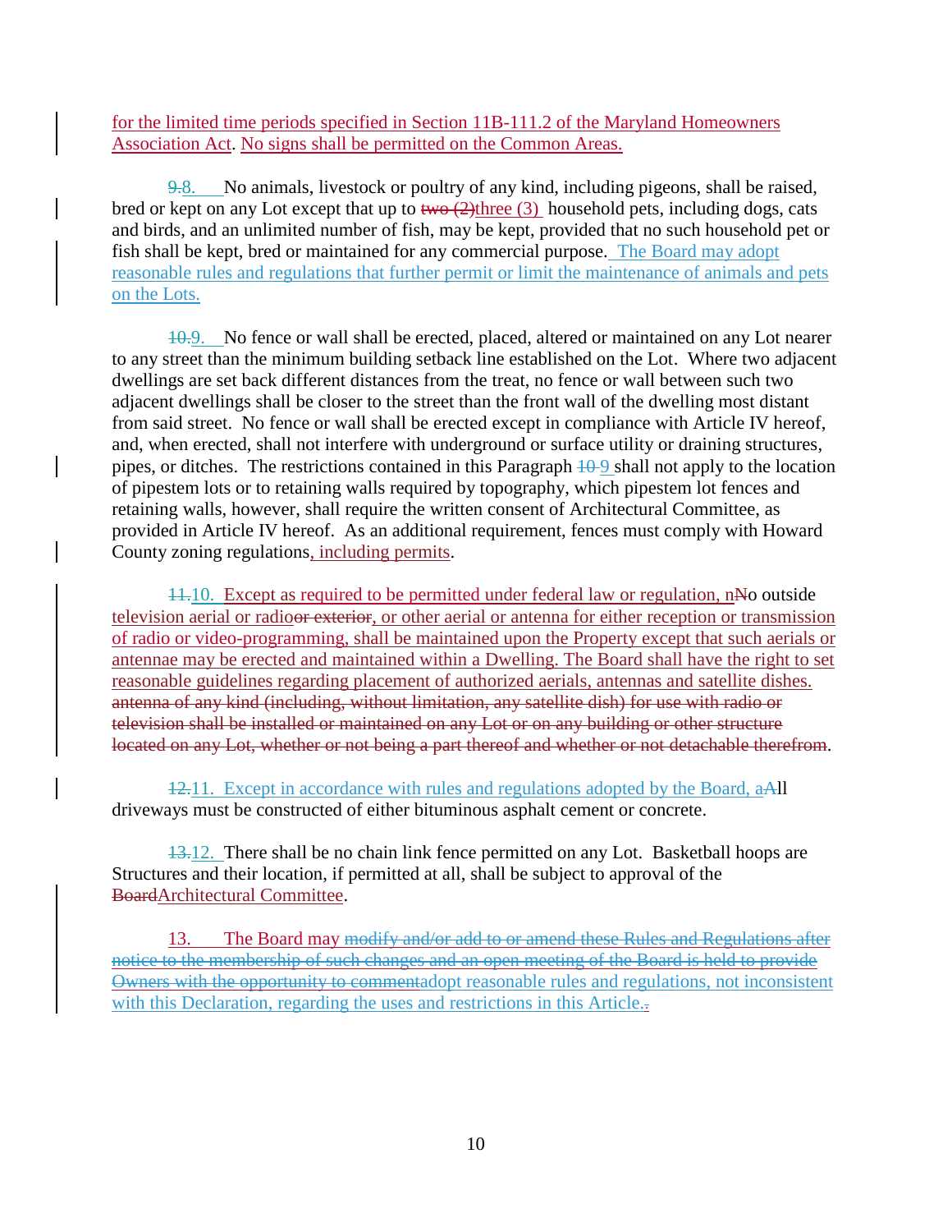for the limited time periods specified in Section 11B-111.2 of the Maryland Homeowners Association Act. No signs shall be permitted on the Common Areas.

~~9.~~8. No animals, livestock or poultry of any kind, including pigeons, shall be raised, bred or kept on any Lot except that up to ~~two (2)~~three (3) household pets, including dogs, cats and birds, and an unlimited number of fish, may be kept, provided that no such household pet or fish shall be kept, bred or maintained for any commercial purpose. The Board may adopt reasonable rules and regulations that further permit or limit the maintenance of animals and pets on the Lots.

~~10.~~9. No fence or wall shall be erected, placed, altered or maintained on any Lot nearer to any street than the minimum building setback line established on the Lot. Where two adjacent dwellings are set back different distances from the treat, no fence or wall between such two adjacent dwellings shall be closer to the street than the front wall of the dwelling most distant from said street. No fence or wall shall be erected except in compliance with Article IV hereof, and, when erected, shall not interfere with underground or surface utility or draining structures, pipes, or ditches. The restrictions contained in this Paragraph ~~10~~ 9 shall not apply to the location of pipestem lots or to retaining walls required by topography, which pipestem lot fences and retaining walls, however, shall require the written consent of Architectural Committee, as provided in Article IV hereof. As an additional requirement, fences must comply with Howard County zoning regulations, including permits.

~~11.~~10. Except as required to be permitted under federal law or regulation, n~~N~~o outside television aerial or radio~~or exterior~~, or other aerial or antenna for either reception or transmission of radio or video-programming, shall be maintained upon the Property except that such aerials or antennae may be erected and maintained within a Dwelling. The Board shall have the right to set reasonable guidelines regarding placement of authorized aerials, antennas and satellite dishes. ~~antenna of any kind (including, without limitation, any satellite dish) for use with radio or television shall be installed or maintained on any Lot or on any building or other structure located on any Lot, whether or not being a part thereof and whether or not detachable therefrom~~.

~~12.~~11. Except in accordance with rules and regulations adopted by the Board, a~~A~~ll driveways must be constructed of either bituminous asphalt cement or concrete.

~~13.~~12. There shall be no chain link fence permitted on any Lot. Basketball hoops are Structures and their location, if permitted at all, shall be subject to approval of the ~~Board~~Architectural Committee.

13. The Board may ~~modify and/or add to or amend these Rules and Regulations after notice to the membership of such changes and an open meeting of the Board is held to provide Owners with the opportunity to comment~~adopt reasonable rules and regulations, not inconsistent with this Declaration, regarding the uses and restrictions in this Article.~~.~~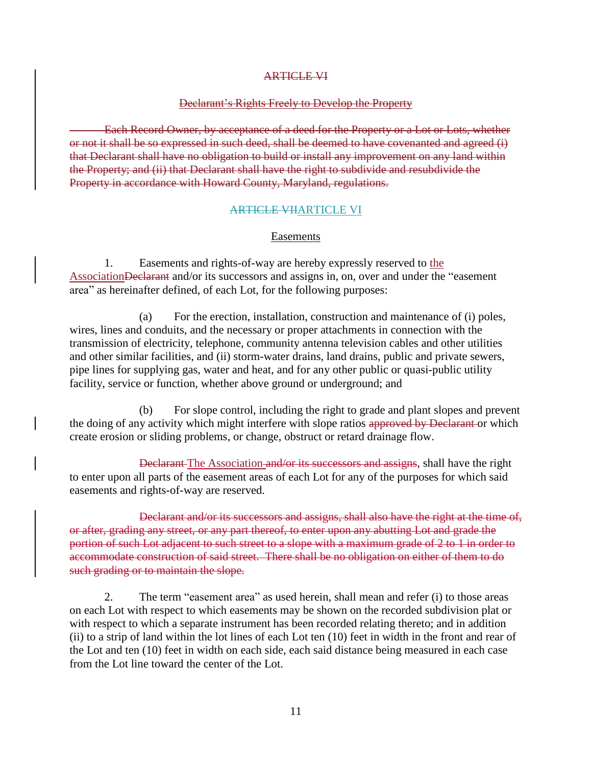~~ARTICLE VI~~

~~Declarant's Rights Freely to Develop the Property~~

~~Each Record Owner, by acceptance of a deed for the Property or a Lot or Lots, whether or not it shall be so expressed in such deed, shall be deemed to have covenanted and agreed (i) that Declarant shall have no obligation to build or install any improvement on any land within the Property; and (ii) that Declarant shall have the right to subdivide and resubdivide the Property in accordance with Howard County, Maryland, regulations.~~

~~ARTICLE VII~~ARTICLE VI

Easements

1. Easements and rights-of-way are hereby expressly reserved to the Association~~Declarant~~ and/or its successors and assigns in, on, over and under the "easement area" as hereinafter defined, of each Lot, for the following purposes:

(a) For the erection, installation, construction and maintenance of (i) poles, wires, lines and conduits, and the necessary or proper attachments in connection with the transmission of electricity, telephone, community antenna television cables and other utilities and other similar facilities, and (ii) storm-water drains, land drains, public and private sewers, pipe lines for supplying gas, water and heat, and for any other public or quasi-public utility facility, service or function, whether above ground or underground; and

(b) For slope control, including the right to grade and plant slopes and prevent the doing of any activity which might interfere with slope ratios ~~approved by Declarant~~ or which create erosion or sliding problems, or change, obstruct or retard drainage flow.

~~Declarant~~ The Association ~~and/or its successors and assigns~~, shall have the right to enter upon all parts of the easement areas of each Lot for any of the purposes for which said easements and rights-of-way are reserved.

~~Declarant and/or its successors and assigns, shall also have the right at the time of, or after, grading any street, or any part thereof, to enter upon any abutting Lot and grade the portion of such Lot adjacent to such street to a slope with a maximum grade of 2 to 1 in order to accommodate construction of said street. There shall be no obligation on either of them to do such grading or to maintain the slope.~~

2. The term "easement area" as used herein, shall mean and refer (i) to those areas on each Lot with respect to which easements may be shown on the recorded subdivision plat or with respect to which a separate instrument has been recorded relating thereto; and in addition (ii) to a strip of land within the lot lines of each Lot ten (10) feet in width in the front and rear of the Lot and ten (10) feet in width on each side, each said distance being measured in each case from the Lot line toward the center of the Lot.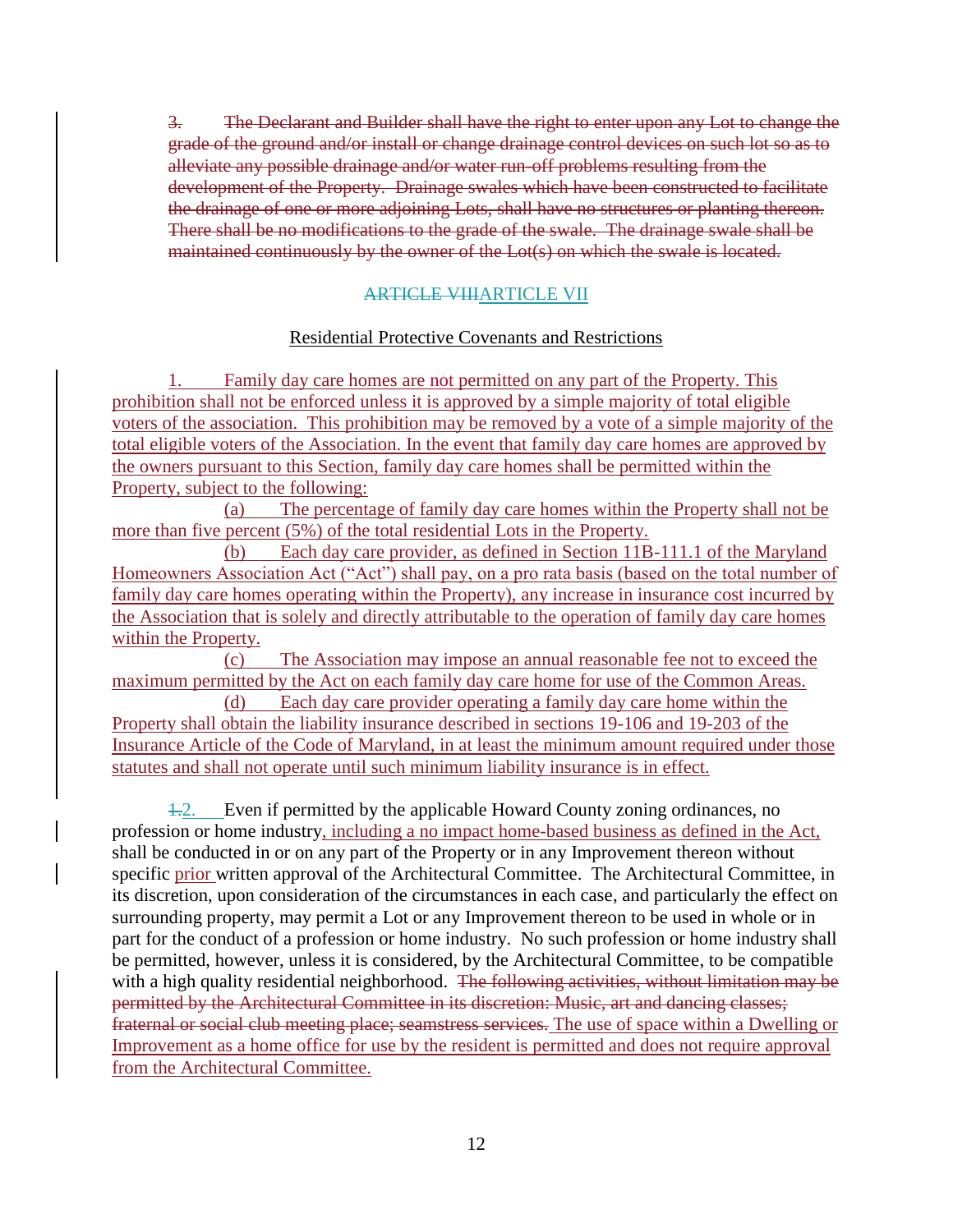~~3. The Declarant and Builder shall have the right to enter upon any Lot to change the grade of the ground and/or install or change drainage control devices on such lot so as to alleviate any possible drainage and/or water run-off problems resulting from the development of the Property. Drainage swales which have been constructed to facilitate the drainage of one or more adjoining Lots, shall have no structures or planting thereon. There shall be no modifications to the grade of the swale. The drainage swale shall be maintained continuously by the owner of the Lot(s) on which the swale is located.~~

## ~~ARTICLE VIII~~ARTICLE VII

Residential Protective Covenants and Restrictions

1. Family day care homes are not permitted on any part of the Property. This prohibition shall not be enforced unless it is approved by a simple majority of total eligible voters of the association. This prohibition may be removed by a vote of a simple majority of the total eligible voters of the Association. In the event that family day care homes are approved by the owners pursuant to this Section, family day care homes shall be permitted within the Property, subject to the following:

(a) The percentage of family day care homes within the Property shall not be more than five percent (5%) of the total residential Lots in the Property.

(b) Each day care provider, as defined in Section 11B-111.1 of the Maryland Homeowners Association Act (“Act”) shall pay, on a pro rata basis (based on the total number of family day care homes operating within the Property), any increase in insurance cost incurred by the Association that is solely and directly attributable to the operation of family day care homes within the Property.

(c) The Association may impose an annual reasonable fee not to exceed the maximum permitted by the Act on each family day care home for use of the Common Areas.

(d) Each day care provider operating a family day care home within the Property shall obtain the liability insurance described in sections 19-106 and 19-203 of the Insurance Article of the Code of Maryland, in at least the minimum amount required under those statutes and shall not operate until such minimum liability insurance is in effect.

~~1.~~2. Even if permitted by the applicable Howard County zoning ordinances, no profession or home industry, including a no impact home-based business as defined in the Act, shall be conducted in or on any part of the Property or in any Improvement thereon without specific prior written approval of the Architectural Committee. The Architectural Committee, in its discretion, upon consideration of the circumstances in each case, and particularly the effect on surrounding property, may permit a Lot or any Improvement thereon to be used in whole or in part for the conduct of a profession or home industry. No such profession or home industry shall be permitted, however, unless it is considered, by the Architectural Committee, to be compatible with a high quality residential neighborhood. ~~The following activities, without limitation may be permitted by the Architectural Committee in its discretion: Music, art and dancing classes; fraternal or social club meeting place; seamstress services.~~ The use of space within a Dwelling or Improvement as a home office for use by the resident is permitted and does not require approval from the Architectural Committee.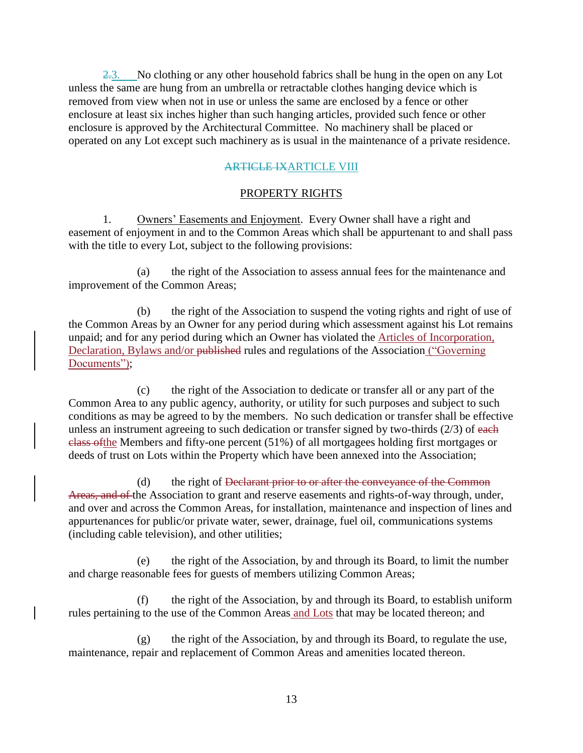~~2.~~3. No clothing or any other household fabrics shall be hung in the open on any Lot unless the same are hung from an umbrella or retractable clothes hanging device which is removed from view when not in use or unless the same are enclosed by a fence or other enclosure at least six inches higher than such hanging articles, provided such fence or other enclosure is approved by the Architectural Committee. No machinery shall be placed or operated on any Lot except such machinery as is usual in the maintenance of a private residence.

## ~~ARTICLE IX~~ARTICLE VIII

## PROPERTY RIGHTS

1. Owners' Easements and Enjoyment. Every Owner shall have a right and easement of enjoyment in and to the Common Areas which shall be appurtenant to and shall pass with the title to every Lot, subject to the following provisions:

(a) the right of the Association to assess annual fees for the maintenance and improvement of the Common Areas;

(b) the right of the Association to suspend the voting rights and right of use of the Common Areas by an Owner for any period during which assessment against his Lot remains unpaid; and for any period during which an Owner has violated the Articles of Incorporation, Declaration, Bylaws and/or ~~published~~ rules and regulations of the Association ("Governing Documents");

(c) the right of the Association to dedicate or transfer all or any part of the Common Area to any public agency, authority, or utility for such purposes and subject to such conditions as may be agreed to by the members. No such dedication or transfer shall be effective unless an instrument agreeing to such dedication or transfer signed by two-thirds (2/3) of ~~each class of~~the Members and fifty-one percent (51%) of all mortgagees holding first mortgages or deeds of trust on Lots within the Property which have been annexed into the Association;

(d) the right of ~~Declarant prior to or after the conveyance of the Common Areas, and of~~ the Association to grant and reserve easements and rights-of-way through, under, and over and across the Common Areas, for installation, maintenance and inspection of lines and appurtenances for public/or private water, sewer, drainage, fuel oil, communications systems (including cable television), and other utilities;

(e) the right of the Association, by and through its Board, to limit the number and charge reasonable fees for guests of members utilizing Common Areas;

(f) the right of the Association, by and through its Board, to establish uniform rules pertaining to the use of the Common Areas and Lots that may be located thereon; and

(g) the right of the Association, by and through its Board, to regulate the use, maintenance, repair and replacement of Common Areas and amenities located thereon.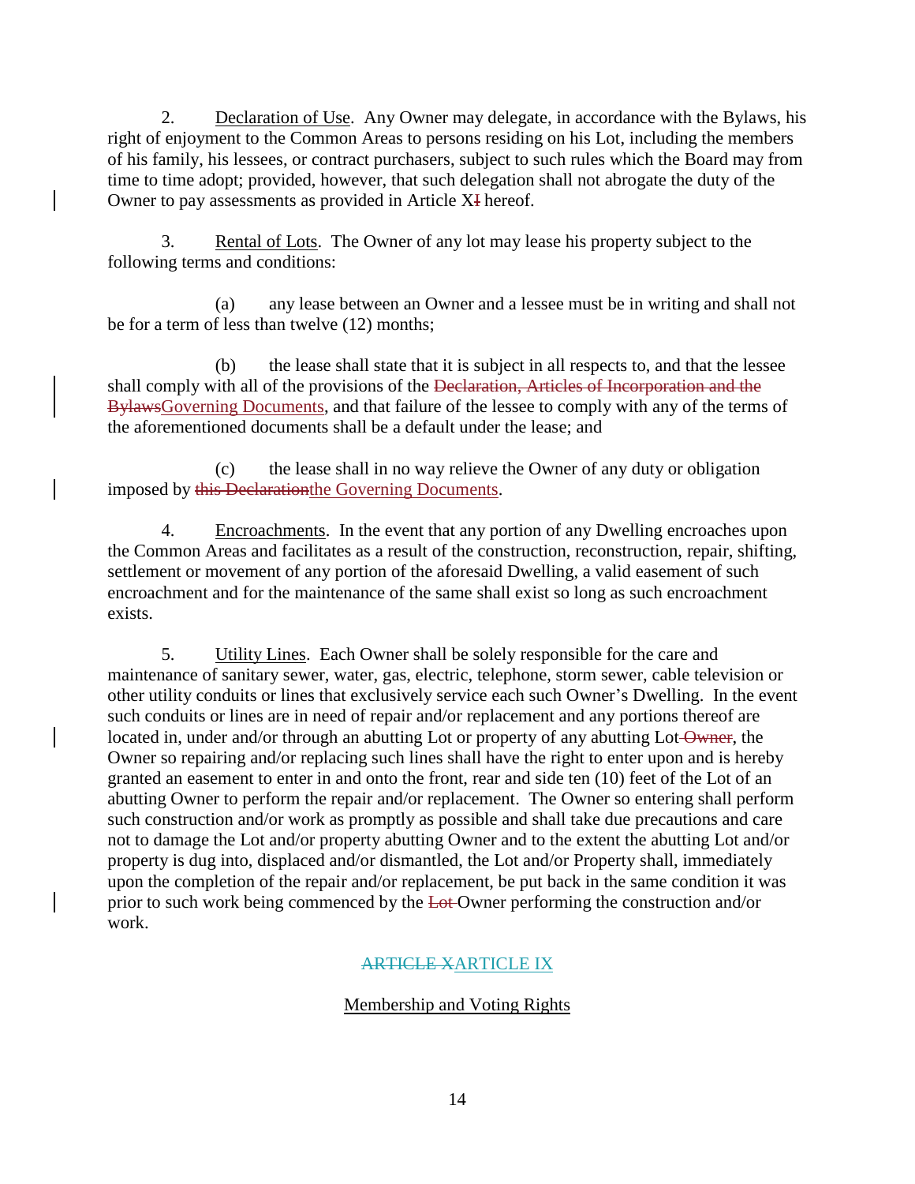2. Declaration of Use. Any Owner may delegate, in accordance with the Bylaws, his right of enjoyment to the Common Areas to persons residing on his Lot, including the members of his family, his lessees, or contract purchasers, subject to such rules which the Board may from time to time adopt; provided, however, that such delegation shall not abrogate the duty of the Owner to pay assessments as provided in Article X~~I~~ hereof.

3. Rental of Lots. The Owner of any lot may lease his property subject to the following terms and conditions:

(a) any lease between an Owner and a lessee must be in writing and shall not be for a term of less than twelve (12) months;

(b) the lease shall state that it is subject in all respects to, and that the lessee shall comply with all of the provisions of the ~~Declaration, Articles of Incorporation and the Bylaws~~Governing Documents, and that failure of the lessee to comply with any of the terms of the aforementioned documents shall be a default under the lease; and

(c) the lease shall in no way relieve the Owner of any duty or obligation imposed by ~~this Declaration~~the Governing Documents.

4. Encroachments. In the event that any portion of any Dwelling encroaches upon the Common Areas and facilitates as a result of the construction, reconstruction, repair, shifting, settlement or movement of any portion of the aforesaid Dwelling, a valid easement of such encroachment and for the maintenance of the same shall exist so long as such encroachment exists.

5. Utility Lines. Each Owner shall be solely responsible for the care and maintenance of sanitary sewer, water, gas, electric, telephone, storm sewer, cable television or other utility conduits or lines that exclusively service each such Owner's Dwelling. In the event such conduits or lines are in need of repair and/or replacement and any portions thereof are located in, under and/or through an abutting Lot or property of any abutting Lot ~~Owner~~, the Owner so repairing and/or replacing such lines shall have the right to enter upon and is hereby granted an easement to enter in and onto the front, rear and side ten (10) feet of the Lot of an abutting Owner to perform the repair and/or replacement. The Owner so entering shall perform such construction and/or work as promptly as possible and shall take due precautions and care not to damage the Lot and/or property abutting Owner and to the extent the abutting Lot and/or property is dug into, displaced and/or dismantled, the Lot and/or Property shall, immediately upon the completion of the repair and/or replacement, be put back in the same condition it was prior to such work being commenced by the ~~Lot~~ Owner performing the construction and/or work.

## ~~ARTICLE X~~ARTICLE IX

## Membership and Voting Rights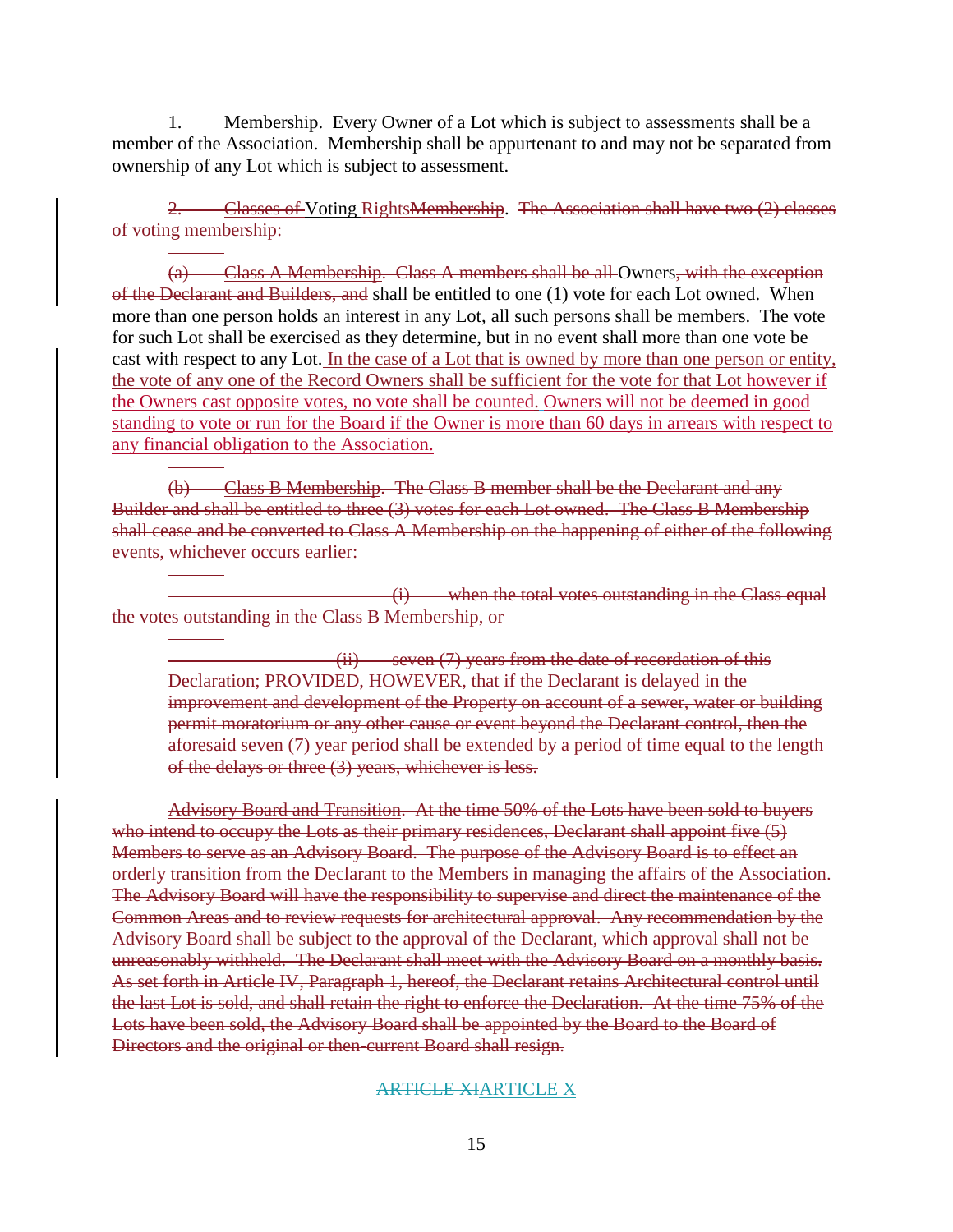1. Membership. Every Owner of a Lot which is subject to assessments shall be a member of the Association. Membership shall be appurtenant to and may not be separated from ownership of any Lot which is subject to assessment.

~~2. Classes of~~ Voting Rights~~Membership~~. ~~The Association shall have two (2) classes of voting membership:~~

~~(a) Class A Membership. Class A members shall be all~~ Owners~~, with the exception of the Declarant and Builders, and~~ shall be entitled to one (1) vote for each Lot owned. When more than one person holds an interest in any Lot, all such persons shall be members. The vote for such Lot shall be exercised as they determine, but in no event shall more than one vote be cast with respect to any Lot. In the case of a Lot that is owned by more than one person or entity, the vote of any one of the Record Owners shall be sufficient for the vote for that Lot however if the Owners cast opposite votes, no vote shall be counted. Owners will not be deemed in good standing to vote or run for the Board if the Owner is more than 60 days in arrears with respect to any financial obligation to the Association.

~~(b) Class B Membership. The Class B member shall be the Declarant and any Builder and shall be entitled to three (3) votes for each Lot owned. The Class B Membership shall cease and be converted to Class A Membership on the happening of either of the following events, whichever occurs earlier:~~

~~(i) when the total votes outstanding in the Class equal the votes outstanding in the Class B Membership, or~~

~~(ii) seven (7) years from the date of recordation of this Declaration; PROVIDED, HOWEVER, that if the Declarant is delayed in the improvement and development of the Property on account of a sewer, water or building permit moratorium or any other cause or event beyond the Declarant control, then the aforesaid seven (7) year period shall be extended by a period of time equal to the length of the delays or three (3) years, whichever is less.~~

~~Advisory Board and Transition. At the time 50% of the Lots have been sold to buyers who intend to occupy the Lots as their primary residences, Declarant shall appoint five (5) Members to serve as an Advisory Board. The purpose of the Advisory Board is to effect an orderly transition from the Declarant to the Members in managing the affairs of the Association. The Advisory Board will have the responsibility to supervise and direct the maintenance of the Common Areas and to review requests for architectural approval. Any recommendation by the Advisory Board shall be subject to the approval of the Declarant, which approval shall not be unreasonably withheld. The Declarant shall meet with the Advisory Board on a monthly basis. As set forth in Article IV, Paragraph 1, hereof, the Declarant retains Architectural control until the last Lot is sold, and shall retain the right to enforce the Declaration. At the time 75% of the Lots have been sold, the Advisory Board shall be appointed by the Board to the Board of Directors and the original or then-current Board shall resign.~~

## ~~ARTICLE XI~~ARTICLE X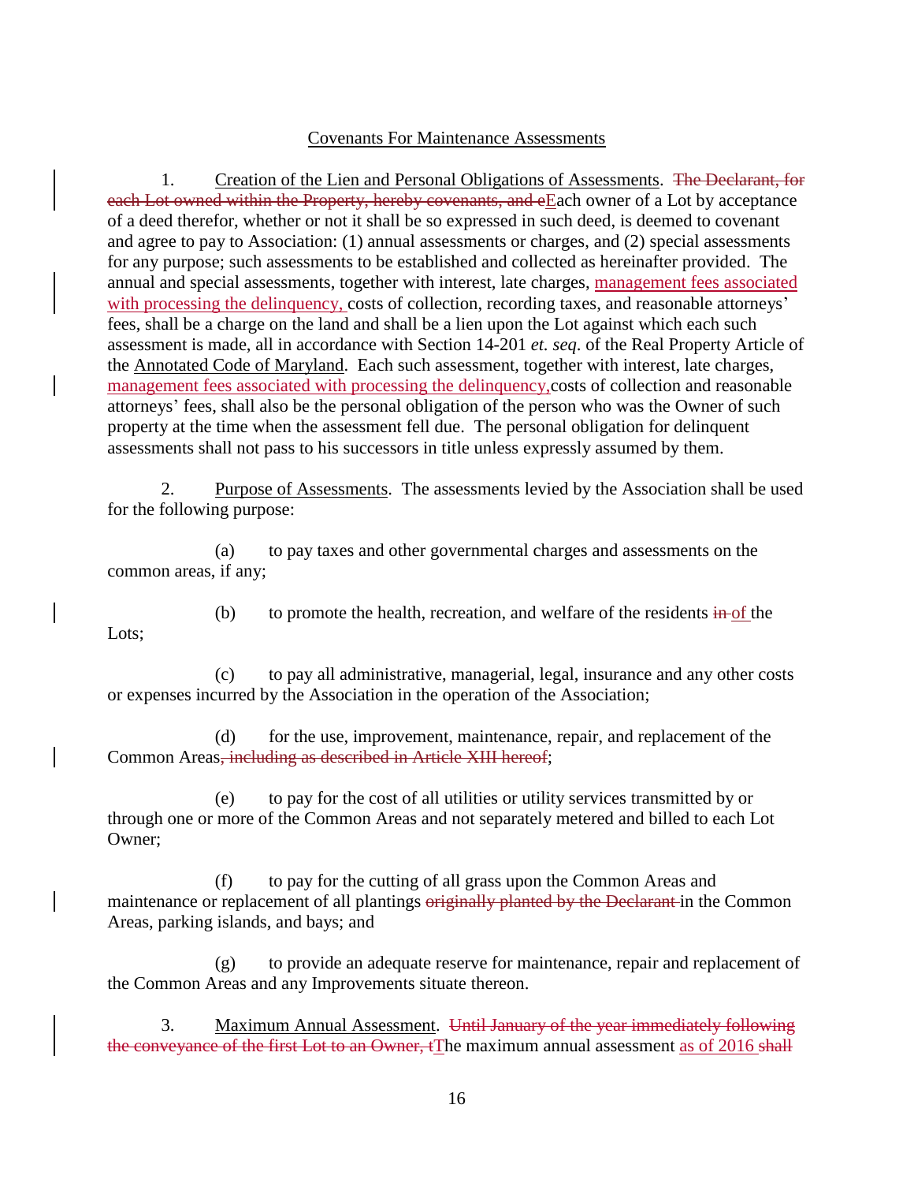Covenants For Maintenance Assessments

1. Creation of the Lien and Personal Obligations of Assessments. ~~The Declarant, for each Lot owned within the Property, hereby covenants, and e~~<u>E</u>ach owner of a Lot by acceptance of a deed therefor, whether or not it shall be so expressed in such deed, is deemed to covenant and agree to pay to Association: (1) annual assessments or charges, and (2) special assessments for any purpose; such assessments to be established and collected as hereinafter provided. The annual and special assessments, together with interest, late charges, <u>management fees associated with processing the delinquency,</u> costs of collection, recording taxes, and reasonable attorneys' fees, shall be a charge on the land and shall be a lien upon the Lot against which each such assessment is made, all in accordance with Section 14-201 *et. seq.* of the Real Property Article of the Annotated Code of Maryland. Each such assessment, together with interest, late charges, <u>management fees associated with processing the delinquency,</u>costs of collection and reasonable attorneys' fees, shall also be the personal obligation of the person who was the Owner of such property at the time when the assessment fell due. The personal obligation for delinquent assessments shall not pass to his successors in title unless expressly assumed by them.

2. Purpose of Assessments. The assessments levied by the Association shall be used for the following purpose:

(a) to pay taxes and other governmental charges and assessments on the common areas, if any;

(b) to promote the health, recreation, and welfare of the residents ~~in~~ <u>of</u> the Lots;

(c) to pay all administrative, managerial, legal, insurance and any other costs or expenses incurred by the Association in the operation of the Association;

(d) for the use, improvement, maintenance, repair, and replacement of the Common Areas~~, including as described in Article XIII hereof~~;

(e) to pay for the cost of all utilities or utility services transmitted by or through one or more of the Common Areas and not separately metered and billed to each Lot Owner;

(f) to pay for the cutting of all grass upon the Common Areas and maintenance or replacement of all plantings ~~originally planted by the Declarant~~ in the Common Areas, parking islands, and bays; and

(g) to provide an adequate reserve for maintenance, repair and replacement of the Common Areas and any Improvements situate thereon.

3. Maximum Annual Assessment. ~~Until January of the year immediately following the conveyance of the first Lot to an Owner, t~~<u>T</u>he maximum annual assessment <u>as of 2016</u> ~~shall~~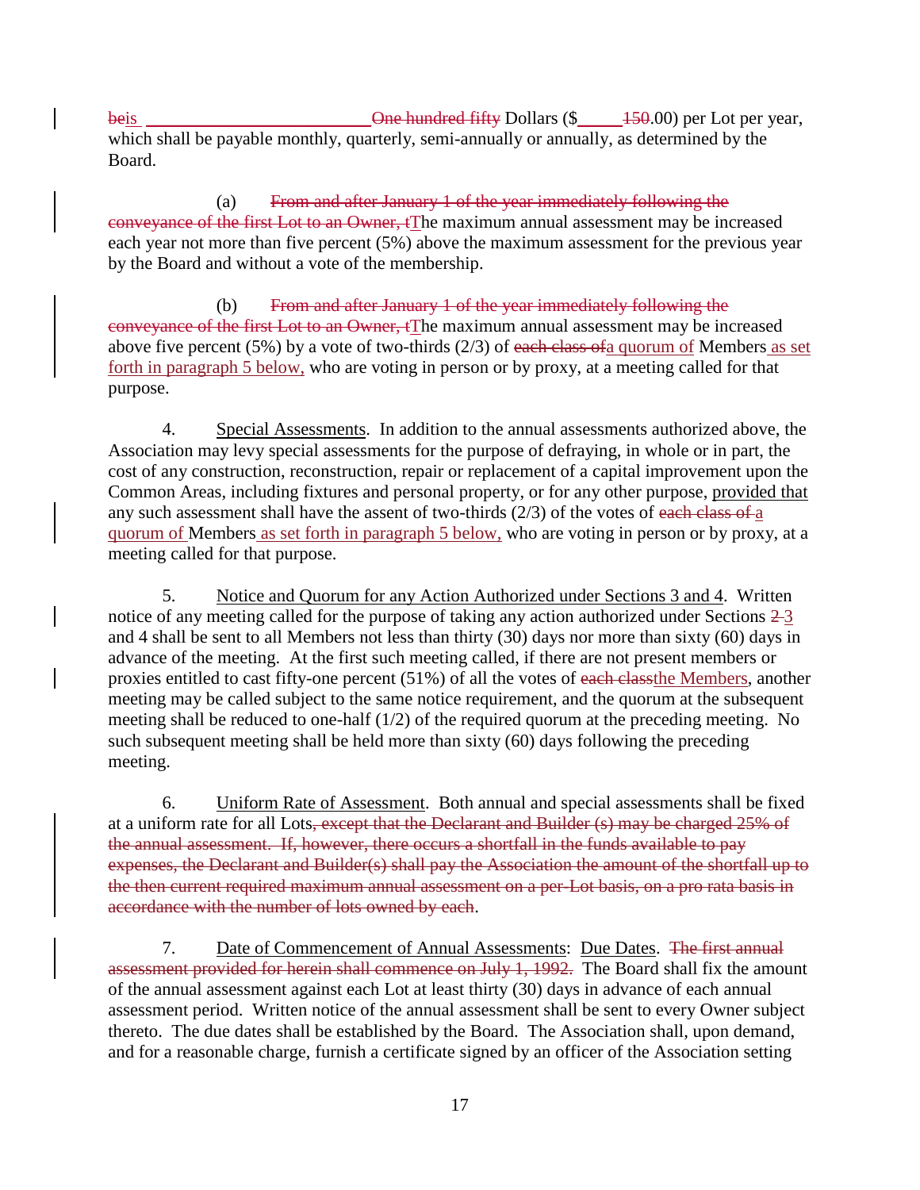~~be~~is \_\_\_\_\_\_\_\_\_\_\_\_\_\_\_\_\_\_\_\_\_\_\_\_\_ ~~One hundred fifty~~ Dollars ($\_\_\_\_\_~~150~~.00) per Lot per year, which shall be payable monthly, quarterly, semi-annually or annually, as determined by the Board.

(a) ~~From and after January 1 of the year immediately following the conveyance of the first Lot to an Owner, t~~The maximum annual assessment may be increased each year not more than five percent (5%) above the maximum assessment for the previous year by the Board and without a vote of the membership.

(b) ~~From and after January 1 of the year immediately following the conveyance of the first Lot to an Owner, t~~The maximum annual assessment may be increased above five percent (5%) by a vote of two-thirds (2/3) of ~~each class of~~a quorum of Members as set forth in paragraph 5 below, who are voting in person or by proxy, at a meeting called for that purpose.

4. Special Assessments. In addition to the annual assessments authorized above, the Association may levy special assessments for the purpose of defraying, in whole or in part, the cost of any construction, reconstruction, repair or replacement of a capital improvement upon the Common Areas, including fixtures and personal property, or for any other purpose, provided that any such assessment shall have the assent of two-thirds (2/3) of the votes of ~~each class of~~ a quorum of Members as set forth in paragraph 5 below, who are voting in person or by proxy, at a meeting called for that purpose.

5. Notice and Quorum for any Action Authorized under Sections 3 and 4. Written notice of any meeting called for the purpose of taking any action authorized under Sections ~~2~~ 3 and 4 shall be sent to all Members not less than thirty (30) days nor more than sixty (60) days in advance of the meeting. At the first such meeting called, if there are not present members or proxies entitled to cast fifty-one percent (51%) of all the votes of ~~each class~~the Members, another meeting may be called subject to the same notice requirement, and the quorum at the subsequent meeting shall be reduced to one-half (1/2) of the required quorum at the preceding meeting. No such subsequent meeting shall be held more than sixty (60) days following the preceding meeting.

6. Uniform Rate of Assessment. Both annual and special assessments shall be fixed at a uniform rate for all Lots~~, except that the Declarant and Builder (s) may be charged 25% of the annual assessment. If, however, there occurs a shortfall in the funds available to pay expenses, the Declarant and Builder(s) shall pay the Association the amount of the shortfall up to the then current required maximum annual assessment on a per-Lot basis, on a pro rata basis in accordance with the number of lots owned by each~~.

7. Date of Commencement of Annual Assessments: Due Dates. ~~The first annual assessment provided for herein shall commence on July 1, 1992.~~ The Board shall fix the amount of the annual assessment against each Lot at least thirty (30) days in advance of each annual assessment period. Written notice of the annual assessment shall be sent to every Owner subject thereto. The due dates shall be established by the Board. The Association shall, upon demand, and for a reasonable charge, furnish a certificate signed by an officer of the Association setting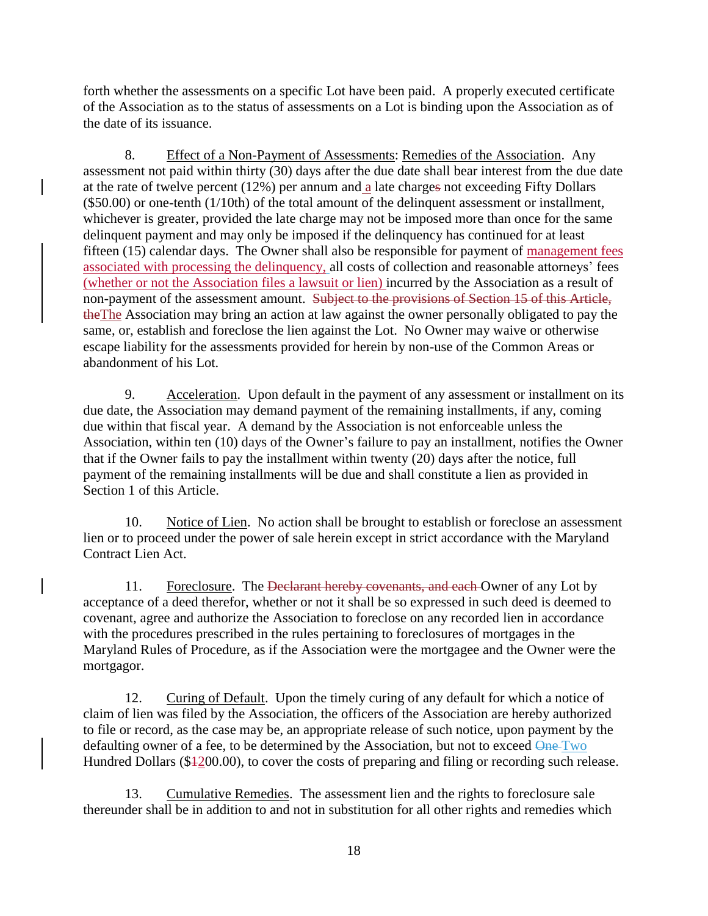forth whether the assessments on a specific Lot have been paid. A properly executed certificate of the Association as to the status of assessments on a Lot is binding upon the Association as of the date of its issuance.

8. Effect of a Non-Payment of Assessments: Remedies of the Association. Any assessment not paid within thirty (30) days after the due date shall bear interest from the due date at the rate of twelve percent (12%) per annum and a late charge~~s~~ not exceeding Fifty Dollars ($50.00) or one-tenth (1/10th) of the total amount of the delinquent assessment or installment, whichever is greater, provided the late charge may not be imposed more than once for the same delinquent payment and may only be imposed if the delinquency has continued for at least fifteen (15) calendar days. The Owner shall also be responsible for payment of management fees associated with processing the delinquency, all costs of collection and reasonable attorneys' fees (whether or not the Association files a lawsuit or lien) incurred by the Association as a result of non-payment of the assessment amount. ~~Subject to the provisions of Section 15 of this Article, the~~The Association may bring an action at law against the owner personally obligated to pay the same, or, establish and foreclose the lien against the Lot. No Owner may waive or otherwise escape liability for the assessments provided for herein by non-use of the Common Areas or abandonment of his Lot.

9. Acceleration. Upon default in the payment of any assessment or installment on its due date, the Association may demand payment of the remaining installments, if any, coming due within that fiscal year. A demand by the Association is not enforceable unless the Association, within ten (10) days of the Owner's failure to pay an installment, notifies the Owner that if the Owner fails to pay the installment within twenty (20) days after the notice, full payment of the remaining installments will be due and shall constitute a lien as provided in Section 1 of this Article.

10. Notice of Lien. No action shall be brought to establish or foreclose an assessment lien or to proceed under the power of sale herein except in strict accordance with the Maryland Contract Lien Act.

11. Foreclosure. The ~~Declarant hereby covenants, and each~~ Owner of any Lot by acceptance of a deed therefor, whether or not it shall be so expressed in such deed is deemed to covenant, agree and authorize the Association to foreclose on any recorded lien in accordance with the procedures prescribed in the rules pertaining to foreclosures of mortgages in the Maryland Rules of Procedure, as if the Association were the mortgagee and the Owner were the mortgagor.

12. Curing of Default. Upon the timely curing of any default for which a notice of claim of lien was filed by the Association, the officers of the Association are hereby authorized to file or record, as the case may be, an appropriate release of such notice, upon payment by the defaulting owner of a fee, to be determined by the Association, but not to exceed ~~One~~ Two Hundred Dollars ($~~1~~200.00), to cover the costs of preparing and filing or recording such release.

13. Cumulative Remedies. The assessment lien and the rights to foreclosure sale thereunder shall be in addition to and not in substitution for all other rights and remedies which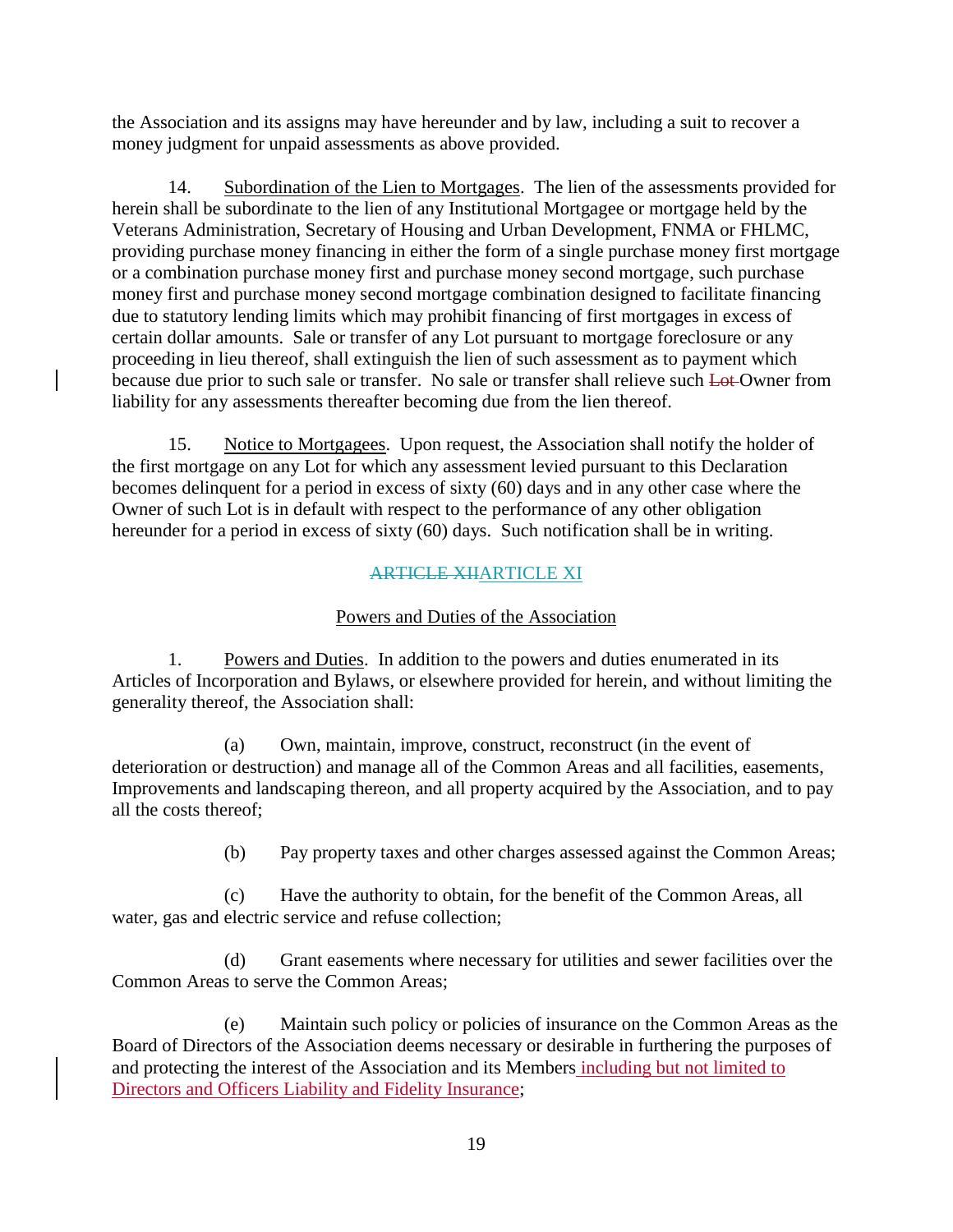the Association and its assigns may have hereunder and by law, including a suit to recover a money judgment for unpaid assessments as above provided.

14. Subordination of the Lien to Mortgages. The lien of the assessments provided for herein shall be subordinate to the lien of any Institutional Mortgagee or mortgage held by the Veterans Administration, Secretary of Housing and Urban Development, FNMA or FHLMC, providing purchase money financing in either the form of a single purchase money first mortgage or a combination purchase money first and purchase money second mortgage, such purchase money first and purchase money second mortgage combination designed to facilitate financing due to statutory lending limits which may prohibit financing of first mortgages in excess of certain dollar amounts. Sale or transfer of any Lot pursuant to mortgage foreclosure or any proceeding in lieu thereof, shall extinguish the lien of such assessment as to payment which because due prior to such sale or transfer. No sale or transfer shall relieve such ~~Lot~~ Owner from liability for any assessments thereafter becoming due from the lien thereof.

15. Notice to Mortgagees. Upon request, the Association shall notify the holder of the first mortgage on any Lot for which any assessment levied pursuant to this Declaration becomes delinquent for a period in excess of sixty (60) days and in any other case where the Owner of such Lot is in default with respect to the performance of any other obligation hereunder for a period in excess of sixty (60) days. Such notification shall be in writing.

## ~~ARTICLE XII~~ARTICLE XI

### Powers and Duties of the Association

1. Powers and Duties. In addition to the powers and duties enumerated in its Articles of Incorporation and Bylaws, or elsewhere provided for herein, and without limiting the generality thereof, the Association shall:

(a) Own, maintain, improve, construct, reconstruct (in the event of deterioration or destruction) and manage all of the Common Areas and all facilities, easements, Improvements and landscaping thereon, and all property acquired by the Association, and to pay all the costs thereof;

(b) Pay property taxes and other charges assessed against the Common Areas;

(c) Have the authority to obtain, for the benefit of the Common Areas, all water, gas and electric service and refuse collection;

(d) Grant easements where necessary for utilities and sewer facilities over the Common Areas to serve the Common Areas;

(e) Maintain such policy or policies of insurance on the Common Areas as the Board of Directors of the Association deems necessary or desirable in furthering the purposes of and protecting the interest of the Association and its Members including but not limited to Directors and Officers Liability and Fidelity Insurance;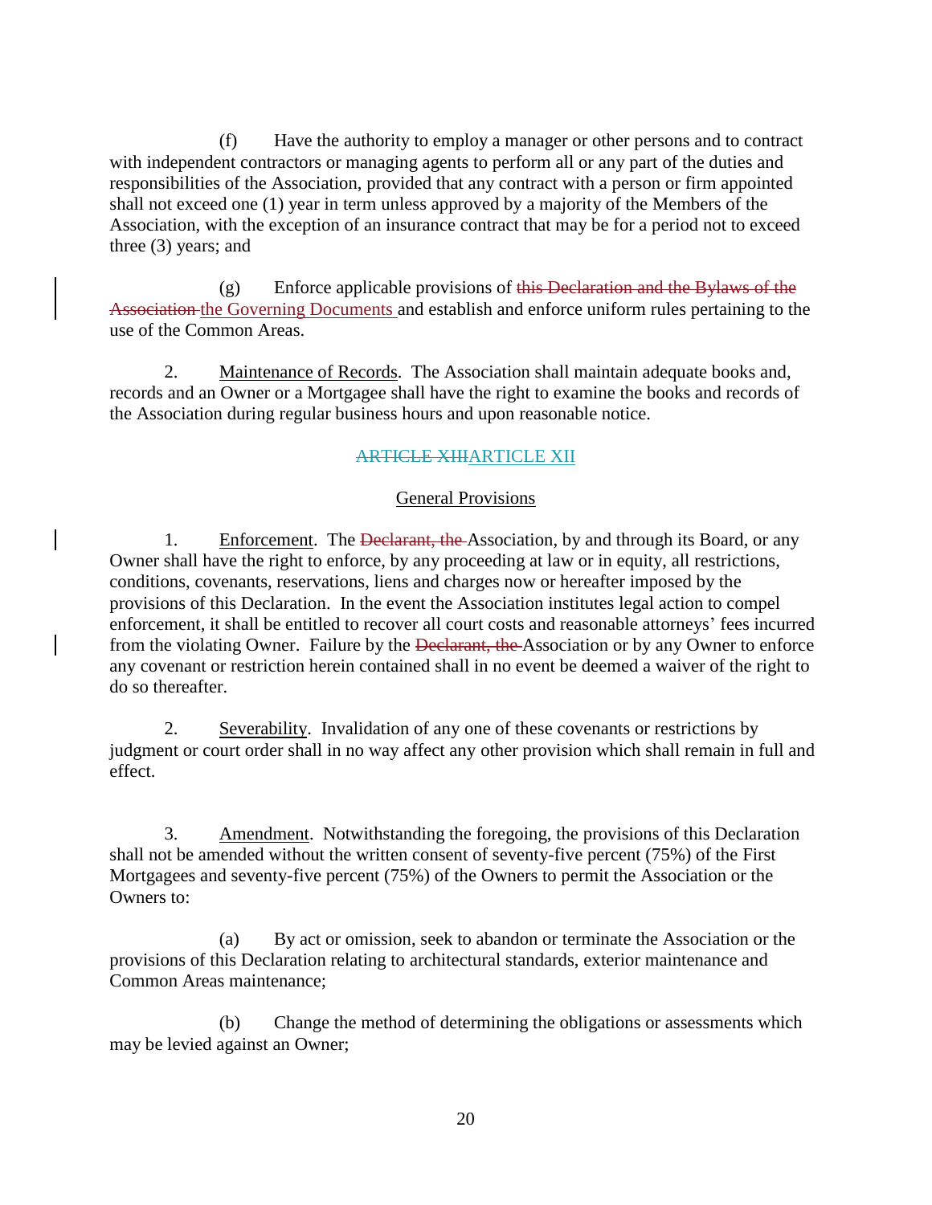(f) Have the authority to employ a manager or other persons and to contract with independent contractors or managing agents to perform all or any part of the duties and responsibilities of the Association, provided that any contract with a person or firm appointed shall not exceed one (1) year in term unless approved by a majority of the Members of the Association, with the exception of an insurance contract that may be for a period not to exceed three (3) years; and

(g) Enforce applicable provisions of ~~this Declaration and the Bylaws of the Association~~ the Governing Documents and establish and enforce uniform rules pertaining to the use of the Common Areas.

2. Maintenance of Records. The Association shall maintain adequate books and, records and an Owner or a Mortgagee shall have the right to examine the books and records of the Association during regular business hours and upon reasonable notice.

## ~~ARTICLE XIII~~ARTICLE XII

### General Provisions

1. Enforcement. The ~~Declarant, the~~ Association, by and through its Board, or any Owner shall have the right to enforce, by any proceeding at law or in equity, all restrictions, conditions, covenants, reservations, liens and charges now or hereafter imposed by the provisions of this Declaration. In the event the Association institutes legal action to compel enforcement, it shall be entitled to recover all court costs and reasonable attorneys' fees incurred from the violating Owner. Failure by the ~~Declarant, the~~ Association or by any Owner to enforce any covenant or restriction herein contained shall in no event be deemed a waiver of the right to do so thereafter.

2. Severability. Invalidation of any one of these covenants or restrictions by judgment or court order shall in no way affect any other provision which shall remain in full and effect.

3. Amendment. Notwithstanding the foregoing, the provisions of this Declaration shall not be amended without the written consent of seventy-five percent (75%) of the First Mortgagees and seventy-five percent (75%) of the Owners to permit the Association or the Owners to:

(a) By act or omission, seek to abandon or terminate the Association or the provisions of this Declaration relating to architectural standards, exterior maintenance and Common Areas maintenance;

(b) Change the method of determining the obligations or assessments which may be levied against an Owner;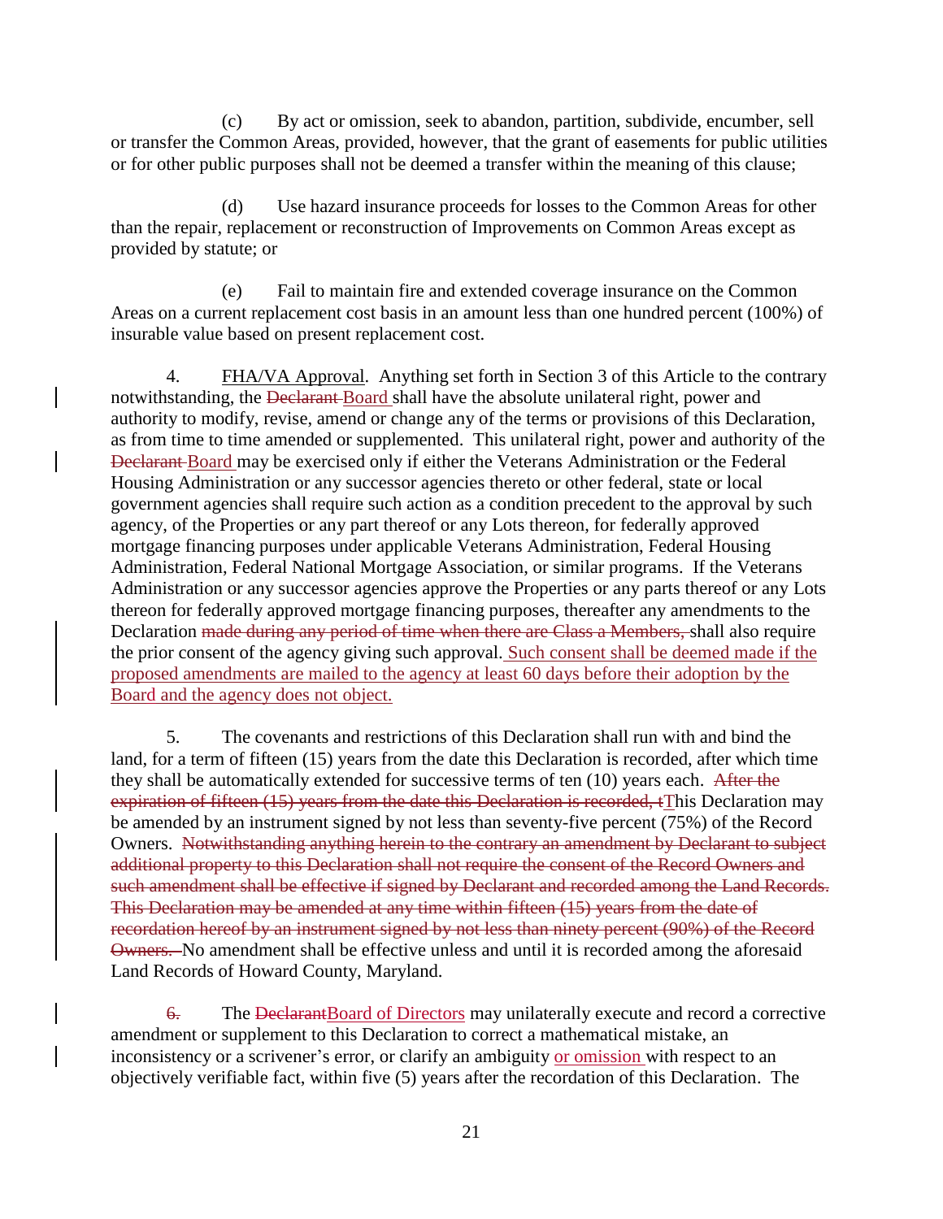(c) By act or omission, seek to abandon, partition, subdivide, encumber, sell or transfer the Common Areas, provided, however, that the grant of easements for public utilities or for other public purposes shall not be deemed a transfer within the meaning of this clause;

(d) Use hazard insurance proceeds for losses to the Common Areas for other than the repair, replacement or reconstruction of Improvements on Common Areas except as provided by statute; or

(e) Fail to maintain fire and extended coverage insurance on the Common Areas on a current replacement cost basis in an amount less than one hundred percent (100%) of insurable value based on present replacement cost.

4. FHA/VA Approval. Anything set forth in Section 3 of this Article to the contrary notwithstanding, the ~~Declarant~~ Board shall have the absolute unilateral right, power and authority to modify, revise, amend or change any of the terms or provisions of this Declaration, as from time to time amended or supplemented. This unilateral right, power and authority of the ~~Declarant~~ Board may be exercised only if either the Veterans Administration or the Federal Housing Administration or any successor agencies thereto or other federal, state or local government agencies shall require such action as a condition precedent to the approval by such agency, of the Properties or any part thereof or any Lots thereon, for federally approved mortgage financing purposes under applicable Veterans Administration, Federal Housing Administration, Federal National Mortgage Association, or similar programs. If the Veterans Administration or any successor agencies approve the Properties or any parts thereof or any Lots thereon for federally approved mortgage financing purposes, thereafter any amendments to the Declaration ~~made during any period of time when there are Class a Members,~~ shall also require the prior consent of the agency giving such approval. Such consent shall be deemed made if the proposed amendments are mailed to the agency at least 60 days before their adoption by the Board and the agency does not object.

5. The covenants and restrictions of this Declaration shall run with and bind the land, for a term of fifteen (15) years from the date this Declaration is recorded, after which time they shall be automatically extended for successive terms of ten (10) years each. ~~After the expiration of fifteen (15) years from the date this Declaration is recorded, t~~This Declaration may be amended by an instrument signed by not less than seventy-five percent (75%) of the Record Owners. ~~Notwithstanding anything herein to the contrary an amendment by Declarant to subject additional property to this Declaration shall not require the consent of the Record Owners and such amendment shall be effective if signed by Declarant and recorded among the Land Records. This Declaration may be amended at any time within fifteen (15) years from the date of recordation hereof by an instrument signed by not less than ninety percent (90%) of the Record Owners.~~ No amendment shall be effective unless and until it is recorded among the aforesaid Land Records of Howard County, Maryland.

~~6.~~ The ~~Declarant~~Board of Directors may unilaterally execute and record a corrective amendment or supplement to this Declaration to correct a mathematical mistake, an inconsistency or a scrivener's error, or clarify an ambiguity or omission with respect to an objectively verifiable fact, within five (5) years after the recordation of this Declaration. The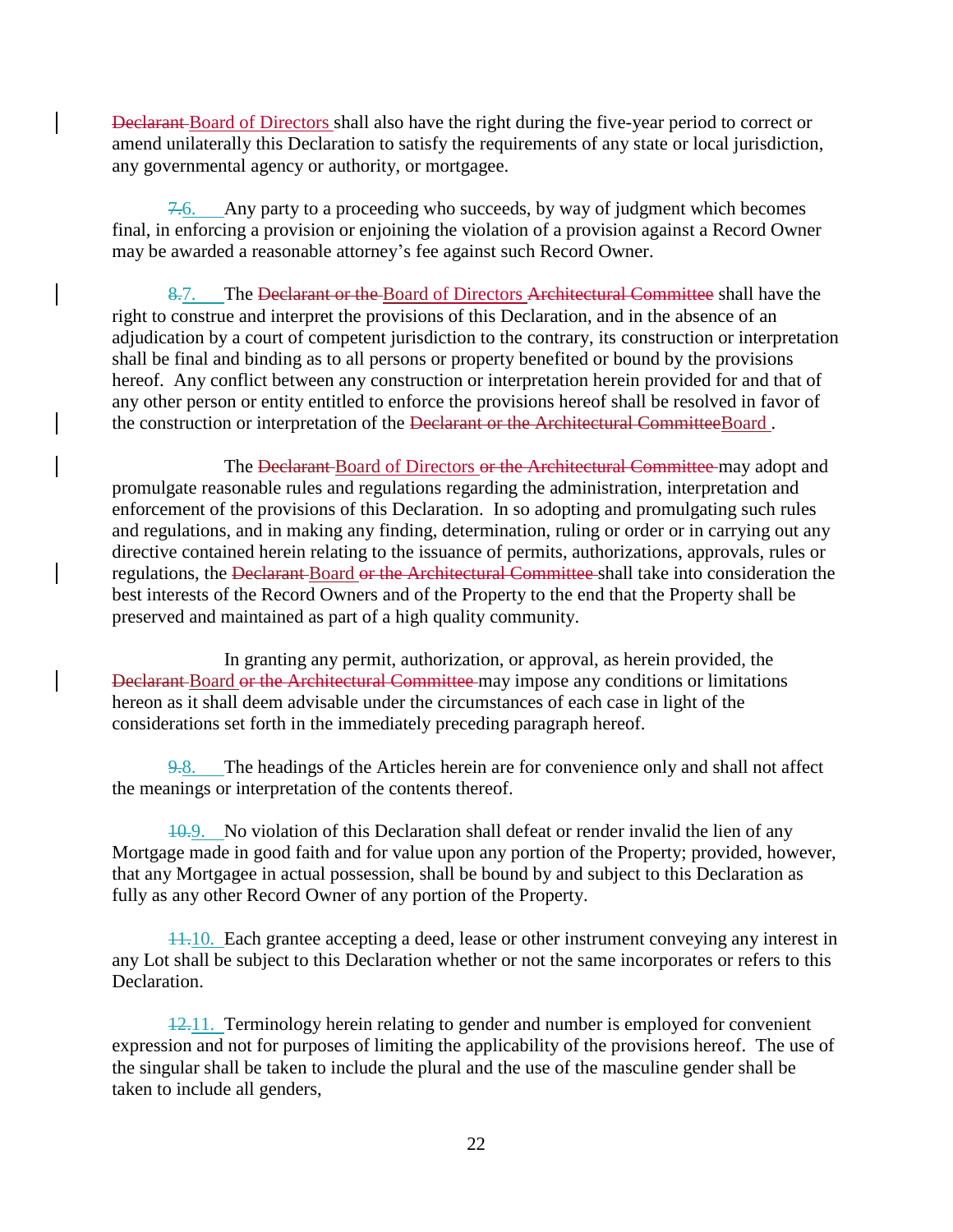~~Declarant~~ Board of Directors shall also have the right during the five-year period to correct or amend unilaterally this Declaration to satisfy the requirements of any state or local jurisdiction, any governmental agency or authority, or mortgagee.

~~7.~~6. Any party to a proceeding who succeeds, by way of judgment which becomes final, in enforcing a provision or enjoining the violation of a provision against a Record Owner may be awarded a reasonable attorney's fee against such Record Owner.

~~8.~~7. The ~~Declarant or the~~ Board of Directors ~~Architectural Committee~~ shall have the right to construe and interpret the provisions of this Declaration, and in the absence of an adjudication by a court of competent jurisdiction to the contrary, its construction or interpretation shall be final and binding as to all persons or property benefited or bound by the provisions hereof. Any conflict between any construction or interpretation herein provided for and that of any other person or entity entitled to enforce the provisions hereof shall be resolved in favor of the construction or interpretation of the ~~Declarant or the Architectural Committee~~Board .

The ~~Declarant~~ Board of Directors ~~or the Architectural Committee~~ may adopt and promulgate reasonable rules and regulations regarding the administration, interpretation and enforcement of the provisions of this Declaration. In so adopting and promulgating such rules and regulations, and in making any finding, determination, ruling or order or in carrying out any directive contained herein relating to the issuance of permits, authorizations, approvals, rules or regulations, the ~~Declarant~~ Board ~~or the Architectural Committee~~ shall take into consideration the best interests of the Record Owners and of the Property to the end that the Property shall be preserved and maintained as part of a high quality community.

In granting any permit, authorization, or approval, as herein provided, the ~~Declarant~~ Board ~~or the Architectural Committee~~ may impose any conditions or limitations hereon as it shall deem advisable under the circumstances of each case in light of the considerations set forth in the immediately preceding paragraph hereof.

~~9.~~8. The headings of the Articles herein are for convenience only and shall not affect the meanings or interpretation of the contents thereof.

~~10.~~9. No violation of this Declaration shall defeat or render invalid the lien of any Mortgage made in good faith and for value upon any portion of the Property; provided, however, that any Mortgagee in actual possession, shall be bound by and subject to this Declaration as fully as any other Record Owner of any portion of the Property.

~~11.~~10. Each grantee accepting a deed, lease or other instrument conveying any interest in any Lot shall be subject to this Declaration whether or not the same incorporates or refers to this Declaration.

~~12.~~11. Terminology herein relating to gender and number is employed for convenient expression and not for purposes of limiting the applicability of the provisions hereof. The use of the singular shall be taken to include the plural and the use of the masculine gender shall be taken to include all genders,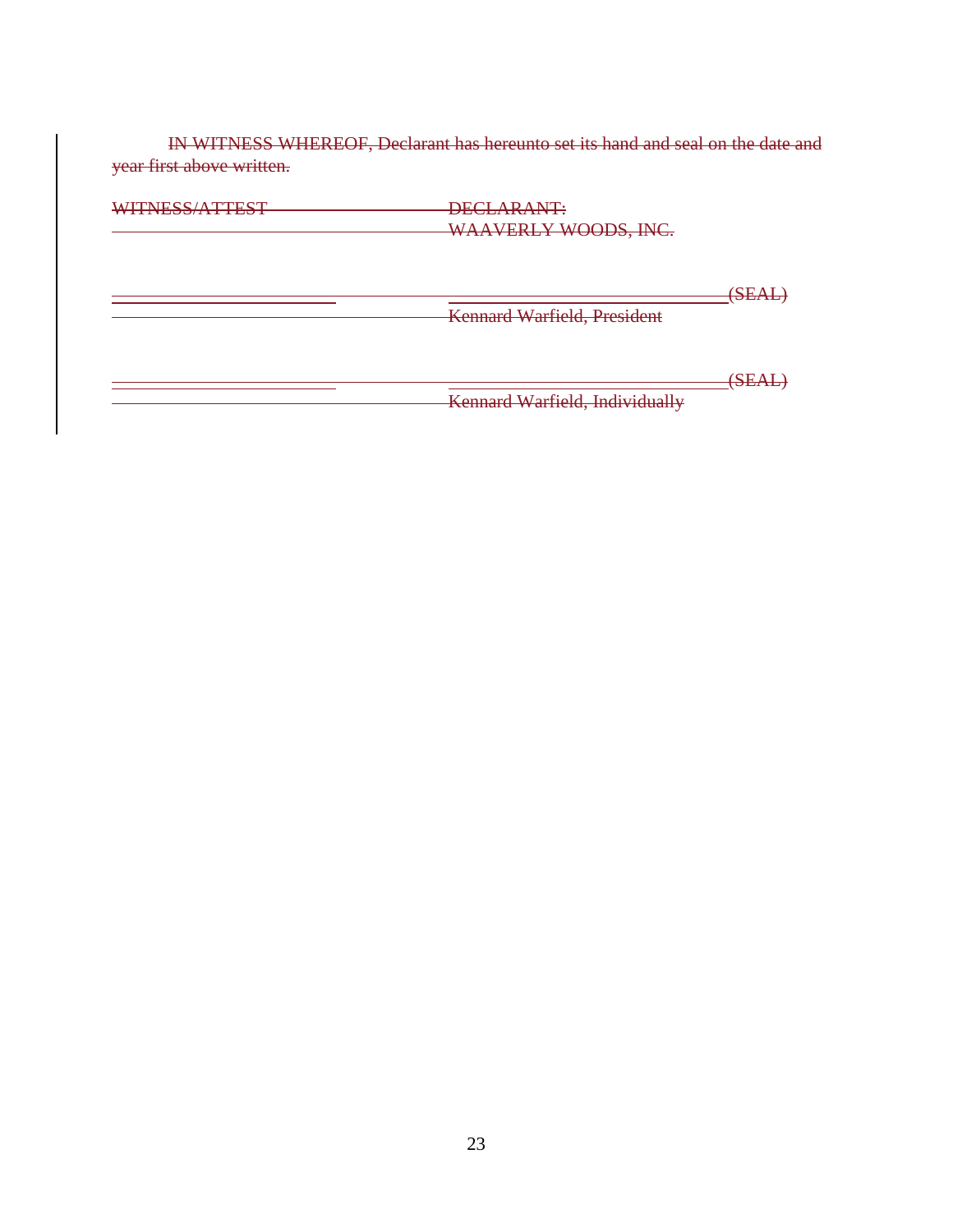~~IN WITNESS WHEREOF, Declarant has hereunto set its hand and seal on the date and year first above written.~~

| ~~WITNESS/ATTEST~~ | ~~DECLARANT:~~ |
|---|---|
| | ~~WAAVERLY WOODS, INC.~~ |
| ______________________________ | ______________________________~~(SEAL)~~ |
| | ~~Kennard Warfield, President~~ |
| ______________________________ | ______________________________~~(SEAL)~~ |
| | ~~Kennard Warfield, Individually~~ |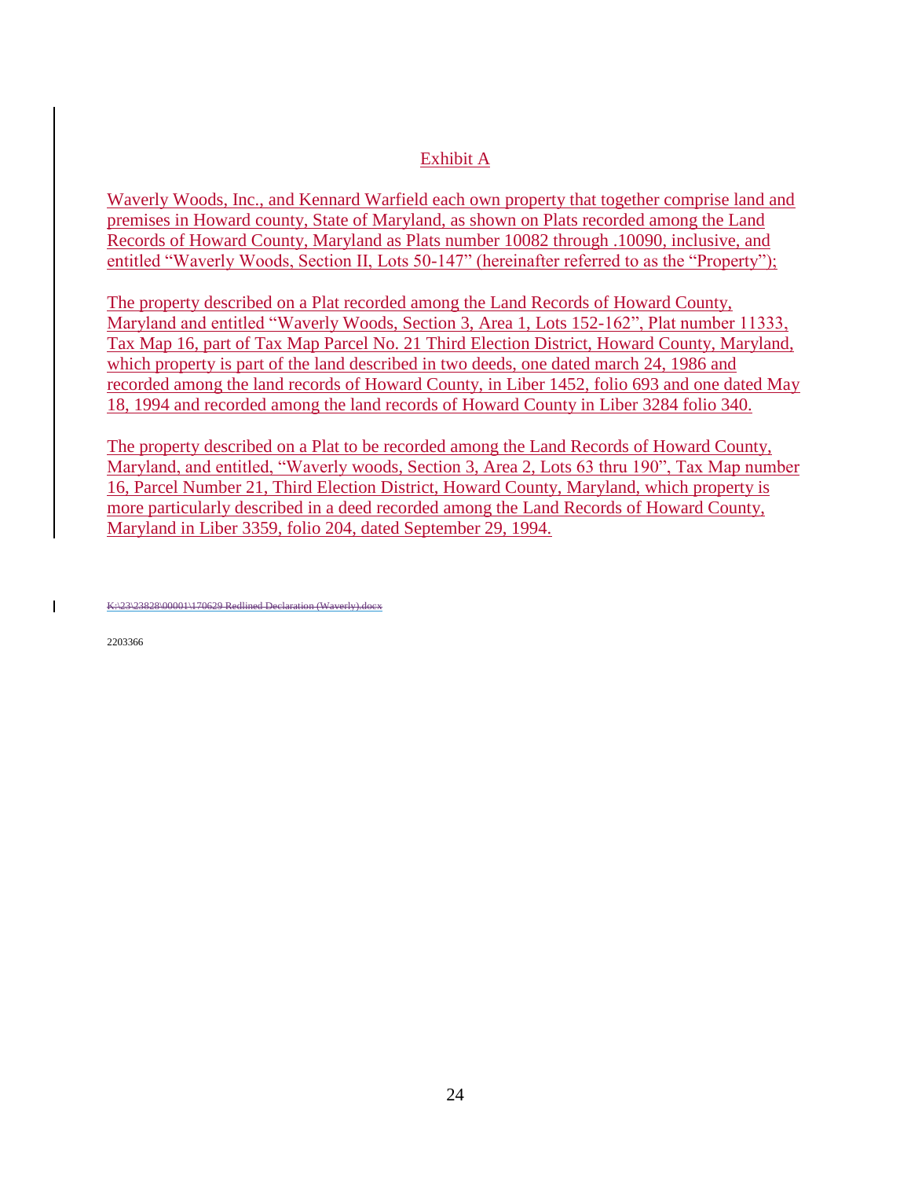# Exhibit A

Waverly Woods, Inc., and Kennard Warfield each own property that together comprise land and premises in Howard county, State of Maryland, as shown on Plats recorded among the Land Records of Howard County, Maryland as Plats number 10082 through .10090, inclusive, and entitled "Waverly Woods, Section II, Lots 50-147" (hereinafter referred to as the "Property");

The property described on a Plat recorded among the Land Records of Howard County, Maryland and entitled "Waverly Woods, Section 3, Area 1, Lots 152-162", Plat number 11333, Tax Map 16, part of Tax Map Parcel No. 21 Third Election District, Howard County, Maryland, which property is part of the land described in two deeds, one dated march 24, 1986 and recorded among the land records of Howard County, in Liber 1452, folio 693 and one dated May 18, 1994 and recorded among the land records of Howard County in Liber 3284 folio 340.

The property described on a Plat to be recorded among the Land Records of Howard County, Maryland, and entitled, "Waverly woods, Section 3, Area 2, Lots 63 thru 190", Tax Map number 16, Parcel Number 21, Third Election District, Howard County, Maryland, which property is more particularly described in a deed recorded among the Land Records of Howard County, Maryland in Liber 3359, folio 204, dated September 29, 1994.

~~K:\23\23828\00001\170629 Redlined Declaration (Waverly).docx~~

2203366